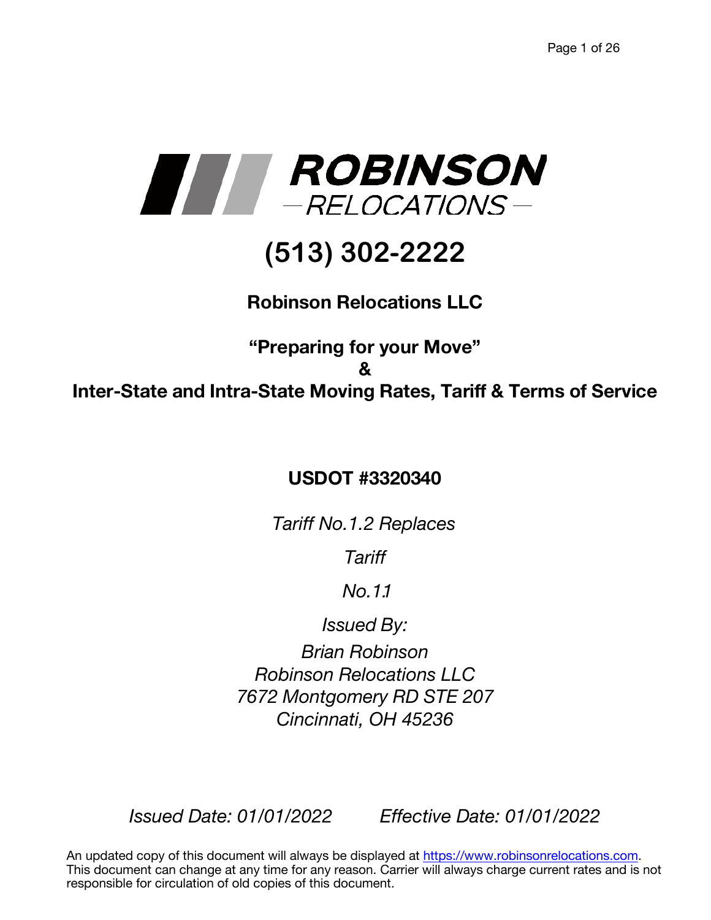# ROBINSON RELOCATIONS

# (513) 302-2222

## Robinson Relocations LLC

## "Preparing for your Move"
## &
## Inter-State and Intra-State Moving Rates, Tariff & Terms of Service

**USDOT #3320340**

*Tariff No.1.2 Replaces*

*Tariff*

*No.1.1*

*Issued By:*
*Brian Robinson*
*Robinson Relocations LLC*
*7672 Montgomery RD STE 207*
*Cincinnati, OH 45236*

*Issued Date: 01/01/2022* *Effective Date: 01/01/2022*

An updated copy of this document will always be displayed at [https://www.robinsonrelocations.com](https://www.robinsonrelocations.com). This document can change at any time for any reason. Carrier will always charge current rates and is not responsible for circulation of old copies of this document.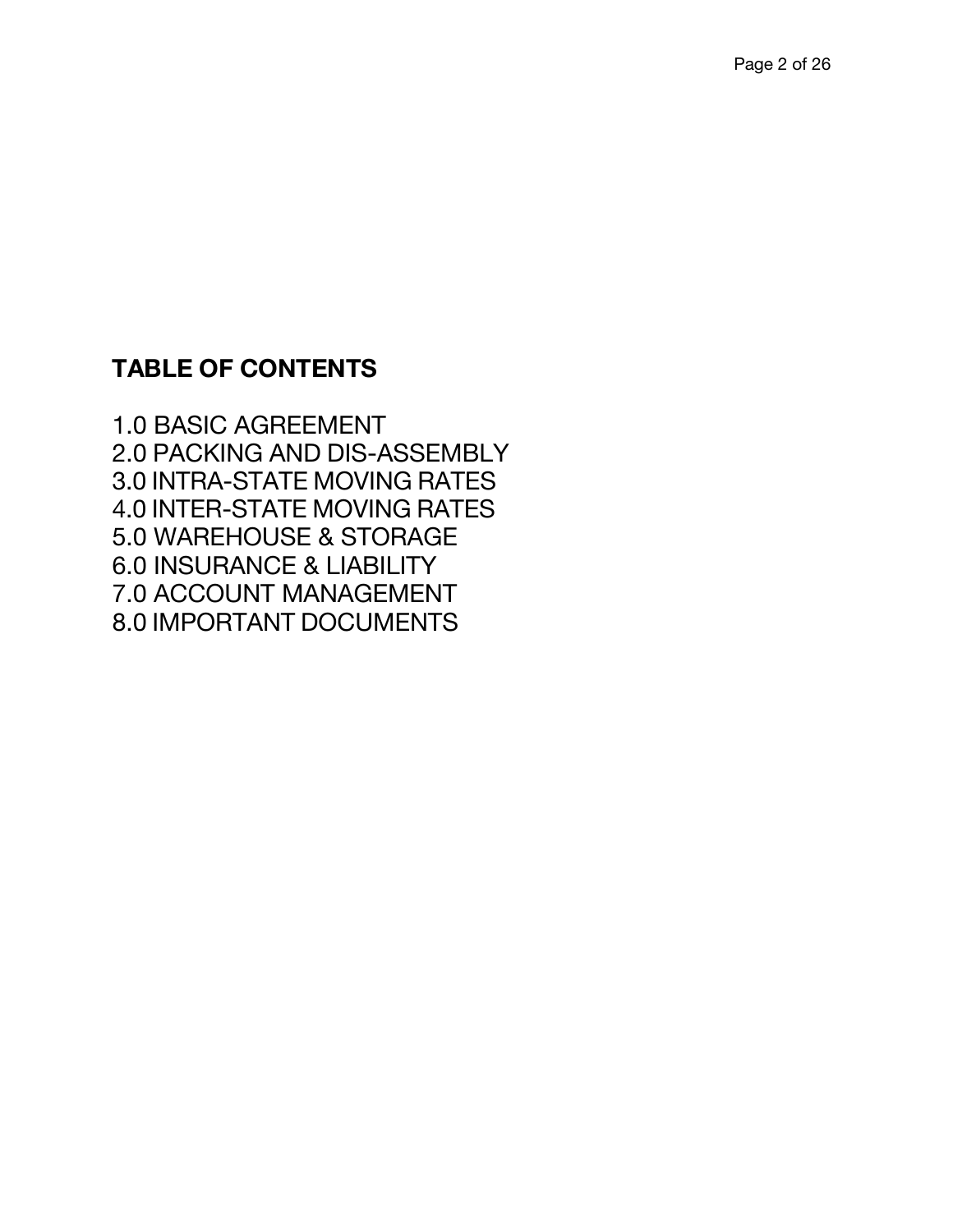## TABLE OF CONTENTS

1.0 BASIC AGREEMENT
2.0 PACKING AND DIS-ASSEMBLY
3.0 INTRA-STATE MOVING RATES
4.0 INTER-STATE MOVING RATES
5.0 WAREHOUSE & STORAGE
6.0 INSURANCE & LIABILITY
7.0 ACCOUNT MANAGEMENT
8.0 IMPORTANT DOCUMENTS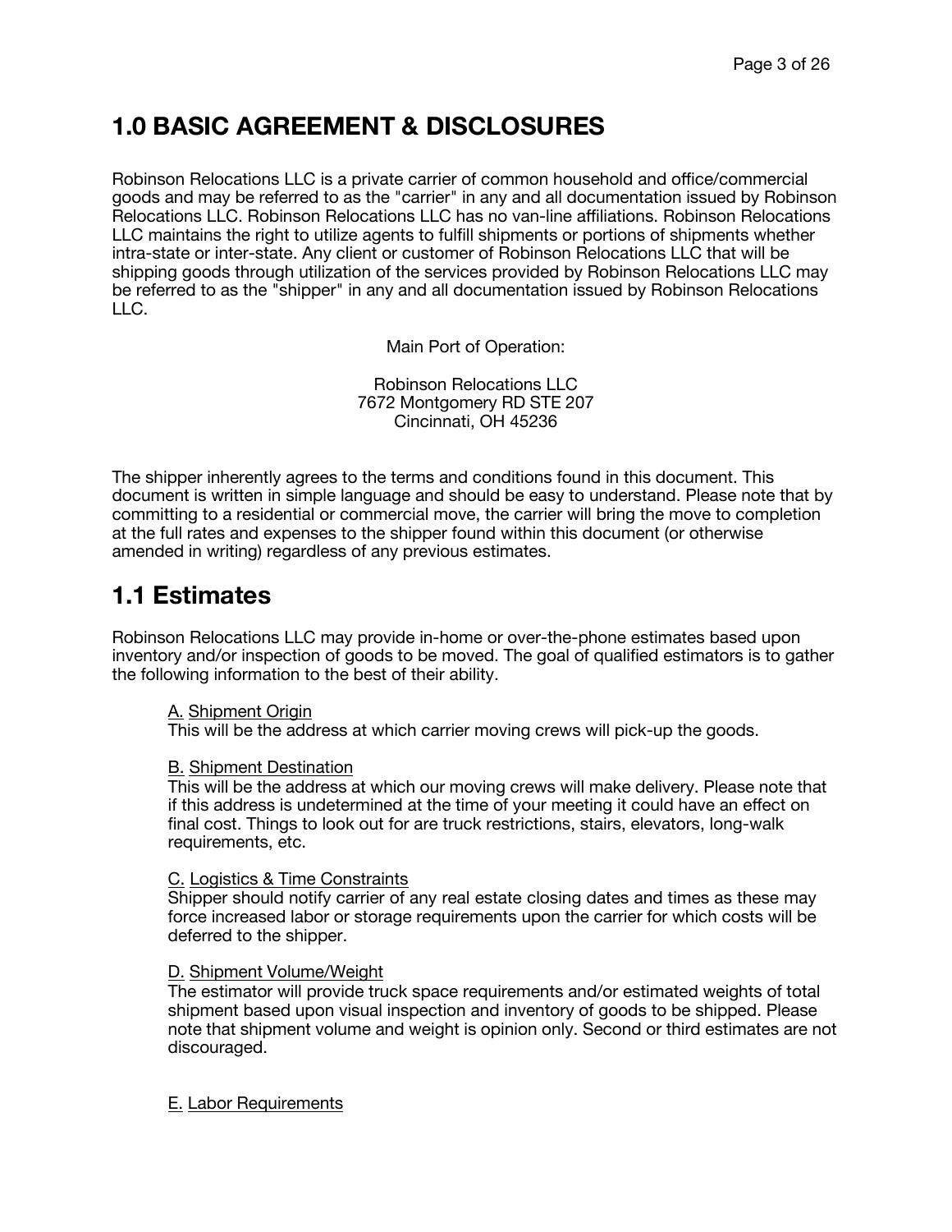# 1.0 BASIC AGREEMENT & DISCLOSURES

Robinson Relocations LLC is a private carrier of common household and office/commercial goods and may be referred to as the "carrier" in any and all documentation issued by Robinson Relocations LLC. Robinson Relocations LLC has no van-line affiliations. Robinson Relocations LLC maintains the right to utilize agents to fulfill shipments or portions of shipments whether intra-state or inter-state. Any client or customer of Robinson Relocations LLC that will be shipping goods through utilization of the services provided by Robinson Relocations LLC may be referred to as the "shipper" in any and all documentation issued by Robinson Relocations LLC.

Main Port of Operation:

Robinson Relocations LLC
7672 Montgomery RD STE 207
Cincinnati, OH 45236

The shipper inherently agrees to the terms and conditions found in this document. This document is written in simple language and should be easy to understand. Please note that by committing to a residential or commercial move, the carrier will bring the move to completion at the full rates and expenses to the shipper found within this document (or otherwise amended in writing) regardless of any previous estimates.

# 1.1 Estimates

Robinson Relocations LLC may provide in-home or over-the-phone estimates based upon inventory and/or inspection of goods to be moved. The goal of qualified estimators is to gather the following information to the best of their ability.

A. Shipment Origin
This will be the address at which carrier moving crews will pick-up the goods.

B. Shipment Destination
This will be the address at which our moving crews will make delivery. Please note that if this address is undetermined at the time of your meeting it could have an effect on final cost. Things to look out for are truck restrictions, stairs, elevators, long-walk requirements, etc.

C. Logistics & Time Constraints
Shipper should notify carrier of any real estate closing dates and times as these may force increased labor or storage requirements upon the carrier for which costs will be deferred to the shipper.

D. Shipment Volume/Weight
The estimator will provide truck space requirements and/or estimated weights of total shipment based upon visual inspection and inventory of goods to be shipped. Please note that shipment volume and weight is opinion only. Second or third estimates are not discouraged.

E. Labor Requirements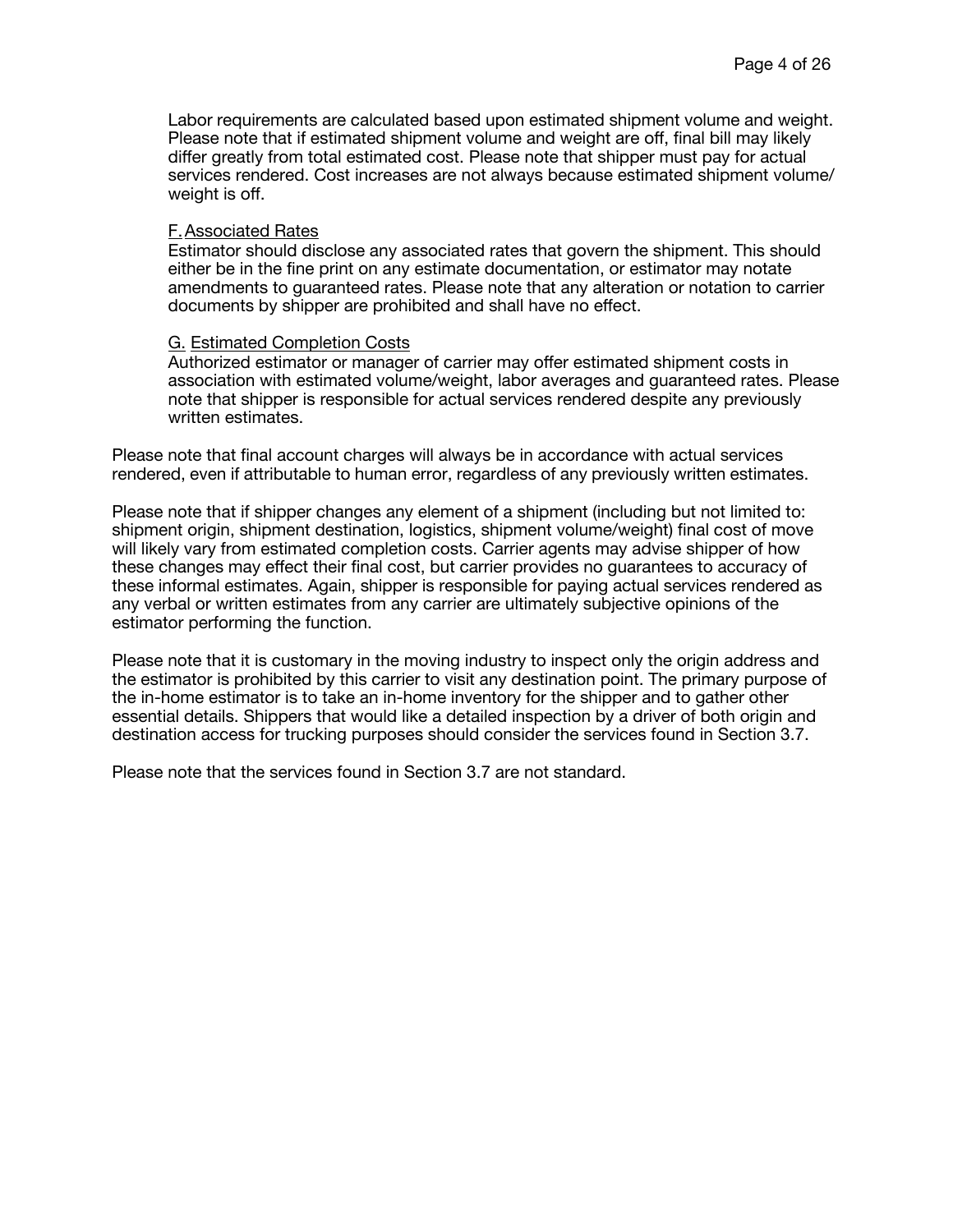Labor requirements are calculated based upon estimated shipment volume and weight. Please note that if estimated shipment volume and weight are off, final bill may likely differ greatly from total estimated cost. Please note that shipper must pay for actual services rendered. Cost increases are not always because estimated shipment volume/ weight is off.

F. Associated Rates

Estimator should disclose any associated rates that govern the shipment. This should either be in the fine print on any estimate documentation, or estimator may notate amendments to guaranteed rates. Please note that any alteration or notation to carrier documents by shipper are prohibited and shall have no effect.

G. Estimated Completion Costs

Authorized estimator or manager of carrier may offer estimated shipment costs in association with estimated volume/weight, labor averages and guaranteed rates. Please note that shipper is responsible for actual services rendered despite any previously written estimates.

Please note that final account charges will always be in accordance with actual services rendered, even if attributable to human error, regardless of any previously written estimates.

Please note that if shipper changes any element of a shipment (including but not limited to: shipment origin, shipment destination, logistics, shipment volume/weight) final cost of move will likely vary from estimated completion costs. Carrier agents may advise shipper of how these changes may effect their final cost, but carrier provides no guarantees to accuracy of these informal estimates. Again, shipper is responsible for paying actual services rendered as any verbal or written estimates from any carrier are ultimately subjective opinions of the estimator performing the function.

Please note that it is customary in the moving industry to inspect only the origin address and the estimator is prohibited by this carrier to visit any destination point. The primary purpose of the in-home estimator is to take an in-home inventory for the shipper and to gather other essential details. Shippers that would like a detailed inspection by a driver of both origin and destination access for trucking purposes should consider the services found in Section 3.7.

Please note that the services found in Section 3.7 are not standard.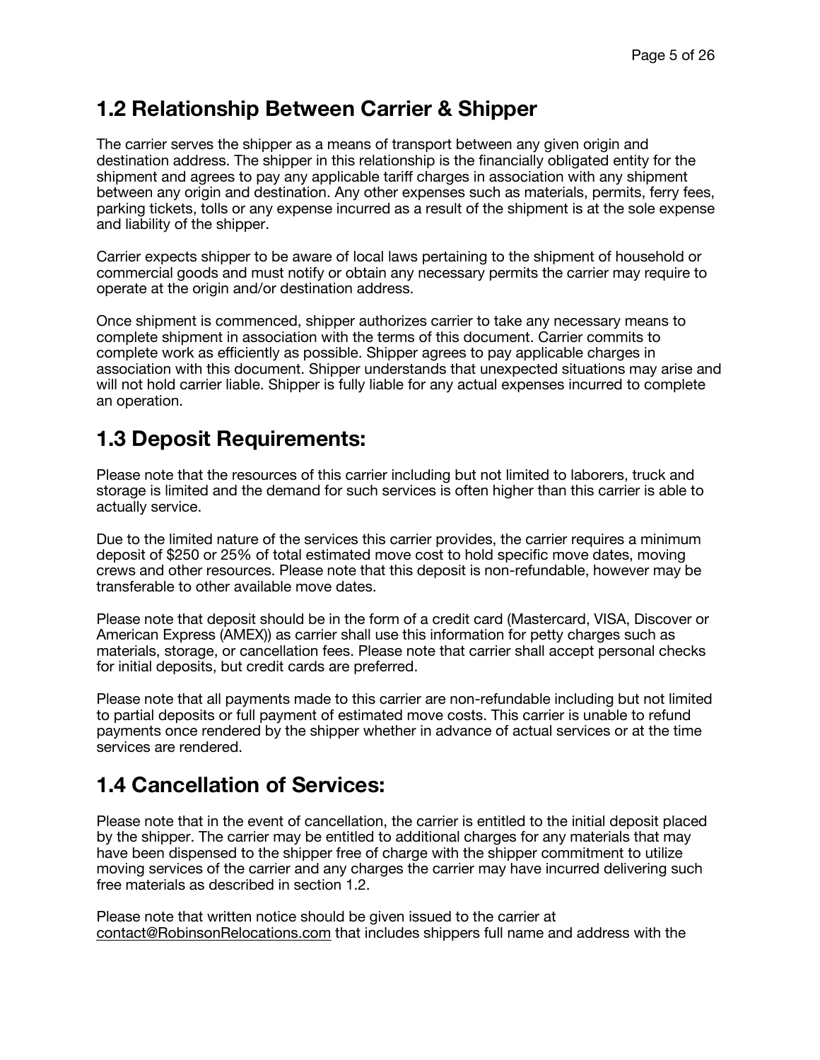## 1.2 Relationship Between Carrier & Shipper

The carrier serves the shipper as a means of transport between any given origin and destination address. The shipper in this relationship is the financially obligated entity for the shipment and agrees to pay any applicable tariff charges in association with any shipment between any origin and destination. Any other expenses such as materials, permits, ferry fees, parking tickets, tolls or any expense incurred as a result of the shipment is at the sole expense and liability of the shipper.

Carrier expects shipper to be aware of local laws pertaining to the shipment of household or commercial goods and must notify or obtain any necessary permits the carrier may require to operate at the origin and/or destination address.

Once shipment is commenced, shipper authorizes carrier to take any necessary means to complete shipment in association with the terms of this document. Carrier commits to complete work as efficiently as possible. Shipper agrees to pay applicable charges in association with this document. Shipper understands that unexpected situations may arise and will not hold carrier liable. Shipper is fully liable for any actual expenses incurred to complete an operation.

## 1.3 Deposit Requirements:

Please note that the resources of this carrier including but not limited to laborers, truck and storage is limited and the demand for such services is often higher than this carrier is able to actually service.

Due to the limited nature of the services this carrier provides, the carrier requires a minimum deposit of $250 or 25% of total estimated move cost to hold specific move dates, moving crews and other resources. Please note that this deposit is non-refundable, however may be transferable to other available move dates.

Please note that deposit should be in the form of a credit card (Mastercard, VISA, Discover or American Express (AMEX)) as carrier shall use this information for petty charges such as materials, storage, or cancellation fees. Please note that carrier shall accept personal checks for initial deposits, but credit cards are preferred.

Please note that all payments made to this carrier are non-refundable including but not limited to partial deposits or full payment of estimated move costs. This carrier is unable to refund payments once rendered by the shipper whether in advance of actual services or at the time services are rendered.

## 1.4 Cancellation of Services:

Please note that in the event of cancellation, the carrier is entitled to the initial deposit placed by the shipper. The carrier may be entitled to additional charges for any materials that may have been dispensed to the shipper free of charge with the shipper commitment to utilize moving services of the carrier and any charges the carrier may have incurred delivering such free materials as described in section 1.2.

Please note that written notice should be given issued to the carrier at contact@RobinsonRelocations.com that includes shippers full name and address with the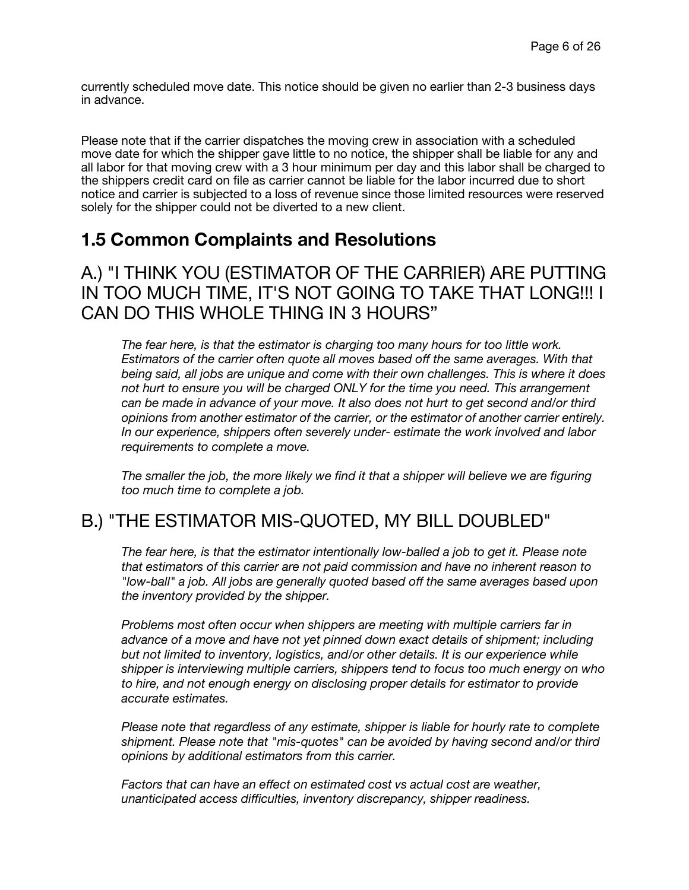currently scheduled move date. This notice should be given no earlier than 2-3 business days in advance.

Please note that if the carrier dispatches the moving crew in association with a scheduled move date for which the shipper gave little to no notice, the shipper shall be liable for any and all labor for that moving crew with a 3 hour minimum per day and this labor shall be charged to the shippers credit card on file as carrier cannot be liable for the labor incurred due to short notice and carrier is subjected to a loss of revenue since those limited resources were reserved solely for the shipper could not be diverted to a new client.

## 1.5 Common Complaints and Resolutions

### A.) "I THINK YOU (ESTIMATOR OF THE CARRIER) ARE PUTTING IN TOO MUCH TIME, IT'S NOT GOING TO TAKE THAT LONG!!! I CAN DO THIS WHOLE THING IN 3 HOURS”

*The fear here, is that the estimator is charging too many hours for too little work. Estimators of the carrier often quote all moves based off the same averages. With that being said, all jobs are unique and come with their own challenges. This is where it does not hurt to ensure you will be charged ONLY for the time you need. This arrangement can be made in advance of your move. It also does not hurt to get second and/or third opinions from another estimator of the carrier, or the estimator of another carrier entirely. In our experience, shippers often severely under- estimate the work involved and labor requirements to complete a move.*

*The smaller the job, the more likely we find it that a shipper will believe we are figuring too much time to complete a job.*

### B.) "THE ESTIMATOR MIS-QUOTED, MY BILL DOUBLED"

*The fear here, is that the estimator intentionally low-balled a job to get it. Please note that estimators of this carrier are not paid commission and have no inherent reason to "low-ball" a job. All jobs are generally quoted based off the same averages based upon the inventory provided by the shipper.*

*Problems most often occur when shippers are meeting with multiple carriers far in advance of a move and have not yet pinned down exact details of shipment; including but not limited to inventory, logistics, and/or other details. It is our experience while shipper is interviewing multiple carriers, shippers tend to focus too much energy on who to hire, and not enough energy on disclosing proper details for estimator to provide accurate estimates.*

*Please note that regardless of any estimate, shipper is liable for hourly rate to complete shipment. Please note that "mis-quotes" can be avoided by having second and/or third opinions by additional estimators from this carrier.*

*Factors that can have an effect on estimated cost vs actual cost are weather, unanticipated access difficulties, inventory discrepancy, shipper readiness.*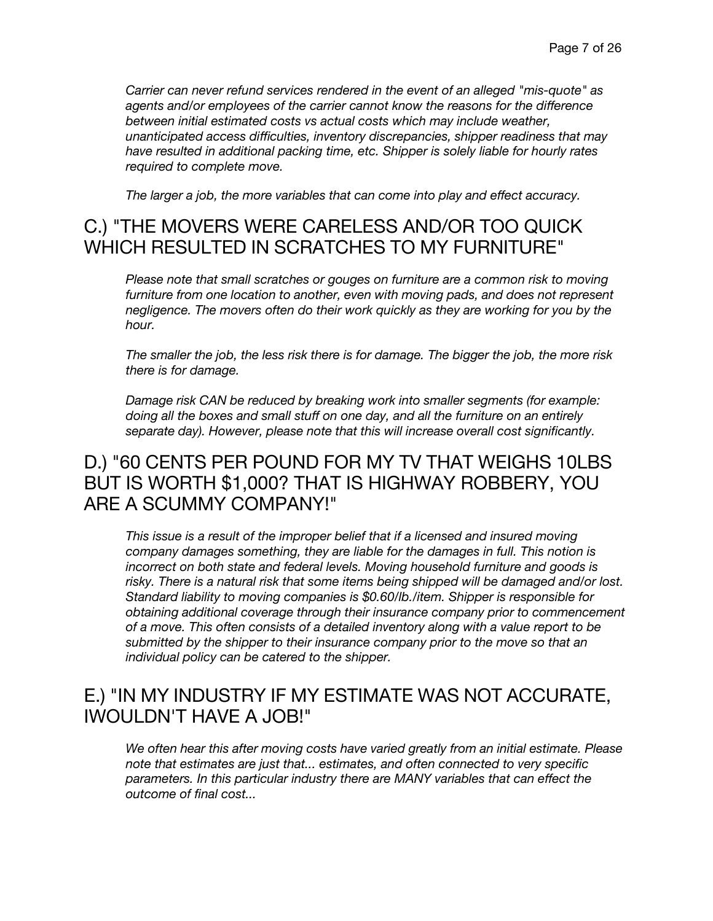*Carrier can never refund services rendered in the event of an alleged "mis-quote" as agents and/or employees of the carrier cannot know the reasons for the difference between initial estimated costs vs actual costs which may include weather, unanticipated access difficulties, inventory discrepancies, shipper readiness that may have resulted in additional packing time, etc. Shipper is solely liable for hourly rates required to complete move.*

*The larger a job, the more variables that can come into play and effect accuracy.*

## C.) "THE MOVERS WERE CARELESS AND/OR TOO QUICK WHICH RESULTED IN SCRATCHES TO MY FURNITURE"

*Please note that small scratches or gouges on furniture are a common risk to moving furniture from one location to another, even with moving pads, and does not represent negligence. The movers often do their work quickly as they are working for you by the hour.*

*The smaller the job, the less risk there is for damage. The bigger the job, the more risk there is for damage.*

*Damage risk CAN be reduced by breaking work into smaller segments (for example: doing all the boxes and small stuff on one day, and all the furniture on an entirely separate day). However, please note that this will increase overall cost significantly.*

## D.) "60 CENTS PER POUND FOR MY TV THAT WEIGHS 10LBS BUT IS WORTH $1,000? THAT IS HIGHWAY ROBBERY, YOU ARE A SCUMMY COMPANY!"

*This issue is a result of the improper belief that if a licensed and insured moving company damages something, they are liable for the damages in full. This notion is incorrect on both state and federal levels. Moving household furniture and goods is risky. There is a natural risk that some items being shipped will be damaged and/or lost. Standard liability to moving companies is $0.60/lb./item. Shipper is responsible for obtaining additional coverage through their insurance company prior to commencement of a move. This often consists of a detailed inventory along with a value report to be submitted by the shipper to their insurance company prior to the move so that an individual policy can be catered to the shipper.*

## E.) "IN MY INDUSTRY IF MY ESTIMATE WAS NOT ACCURATE, IWOULDN'T HAVE A JOB!"

*We often hear this after moving costs have varied greatly from an initial estimate. Please note that estimates are just that... estimates, and often connected to very specific parameters. In this particular industry there are MANY variables that can effect the outcome of final cost...*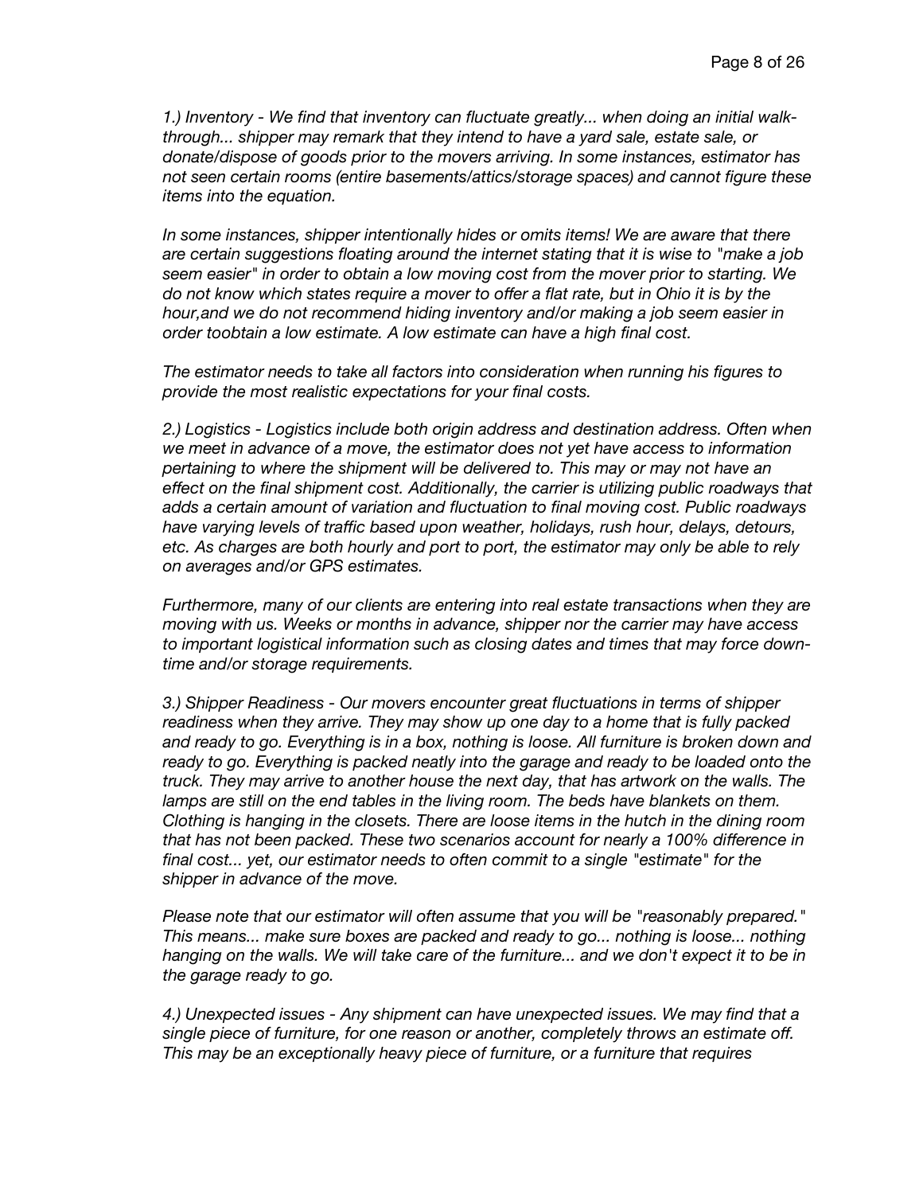*1.) Inventory - We find that inventory can fluctuate greatly... when doing an initial walk-through... shipper may remark that they intend to have a yard sale, estate sale, or donate/dispose of goods prior to the movers arriving. In some instances, estimator has not seen certain rooms (entire basements/attics/storage spaces) and cannot figure these items into the equation.*

*In some instances, shipper intentionally hides or omits items! We are aware that there are certain suggestions floating around the internet stating that it is wise to "make a job seem easier" in order to obtain a low moving cost from the mover prior to starting. We do not know which states require a mover to offer a flat rate, but in Ohio it is by the hour,and we do not recommend hiding inventory and/or making a job seem easier in order toobtain a low estimate. A low estimate can have a high final cost.*

*The estimator needs to take all factors into consideration when running his figures to provide the most realistic expectations for your final costs.*

*2.) Logistics - Logistics include both origin address and destination address. Often when we meet in advance of a move, the estimator does not yet have access to information pertaining to where the shipment will be delivered to. This may or may not have an effect on the final shipment cost. Additionally, the carrier is utilizing public roadways that adds a certain amount of variation and fluctuation to final moving cost. Public roadways have varying levels of traffic based upon weather, holidays, rush hour, delays, detours, etc. As charges are both hourly and port to port, the estimator may only be able to rely on averages and/or GPS estimates.*

*Furthermore, many of our clients are entering into real estate transactions when they are moving with us. Weeks or months in advance, shipper nor the carrier may have access to important logistical information such as closing dates and times that may force down-time and/or storage requirements.*

*3.) Shipper Readiness - Our movers encounter great fluctuations in terms of shipper readiness when they arrive. They may show up one day to a home that is fully packed and ready to go. Everything is in a box, nothing is loose. All furniture is broken down and ready to go. Everything is packed neatly into the garage and ready to be loaded onto the truck. They may arrive to another house the next day, that has artwork on the walls. The lamps are still on the end tables in the living room. The beds have blankets on them. Clothing is hanging in the closets. There are loose items in the hutch in the dining room that has not been packed. These two scenarios account for nearly a 100% difference in final cost... yet, our estimator needs to often commit to a single "estimate" for the shipper in advance of the move.*

*Please note that our estimator will often assume that you will be "reasonably prepared." This means... make sure boxes are packed and ready to go... nothing is loose... nothing hanging on the walls. We will take care of the furniture... and we don't expect it to be in the garage ready to go.*

*4.) Unexpected issues - Any shipment can have unexpected issues. We may find that a single piece of furniture, for one reason or another, completely throws an estimate off. This may be an exceptionally heavy piece of furniture, or a furniture that requires*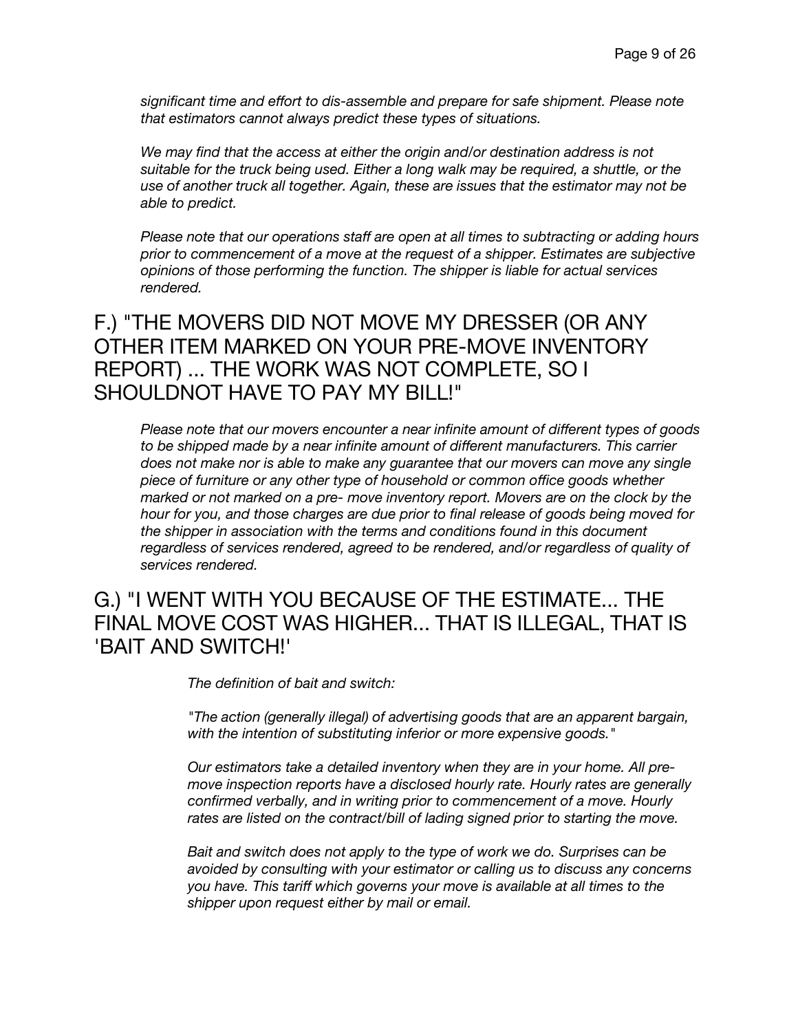*significant time and effort to dis-assemble and prepare for safe shipment. Please note that estimators cannot always predict these types of situations.*

*We may find that the access at either the origin and/or destination address is not suitable for the truck being used. Either a long walk may be required, a shuttle, or the use of another truck all together. Again, these are issues that the estimator may not be able to predict.*

*Please note that our operations staff are open at all times to subtracting or adding hours prior to commencement of a move at the request of a shipper. Estimates are subjective opinions of those performing the function. The shipper is liable for actual services rendered.*

## F.) "THE MOVERS DID NOT MOVE MY DRESSER (OR ANY OTHER ITEM MARKED ON YOUR PRE-MOVE INVENTORY REPORT) ... THE WORK WAS NOT COMPLETE, SO I SHOULDNOT HAVE TO PAY MY BILL!"

*Please note that our movers encounter a near infinite amount of different types of goods to be shipped made by a near infinite amount of different manufacturers. This carrier does not make nor is able to make any guarantee that our movers can move any single piece of furniture or any other type of household or common office goods whether marked or not marked on a pre- move inventory report. Movers are on the clock by the hour for you, and those charges are due prior to final release of goods being moved for the shipper in association with the terms and conditions found in this document regardless of services rendered, agreed to be rendered, and/or regardless of quality of services rendered.*

## G.) "I WENT WITH YOU BECAUSE OF THE ESTIMATE... THE FINAL MOVE COST WAS HIGHER... THAT IS ILLEGAL, THAT IS 'BAIT AND SWITCH!'

*The definition of bait and switch:*

*"The action (generally illegal) of advertising goods that are an apparent bargain, with the intention of substituting inferior or more expensive goods."*

*Our estimators take a detailed inventory when they are in your home. All pre-move inspection reports have a disclosed hourly rate. Hourly rates are generally confirmed verbally, and in writing prior to commencement of a move. Hourly rates are listed on the contract/bill of lading signed prior to starting the move.*

*Bait and switch does not apply to the type of work we do. Surprises can be avoided by consulting with your estimator or calling us to discuss any concerns you have. This tariff which governs your move is available at all times to the shipper upon request either by mail or email.*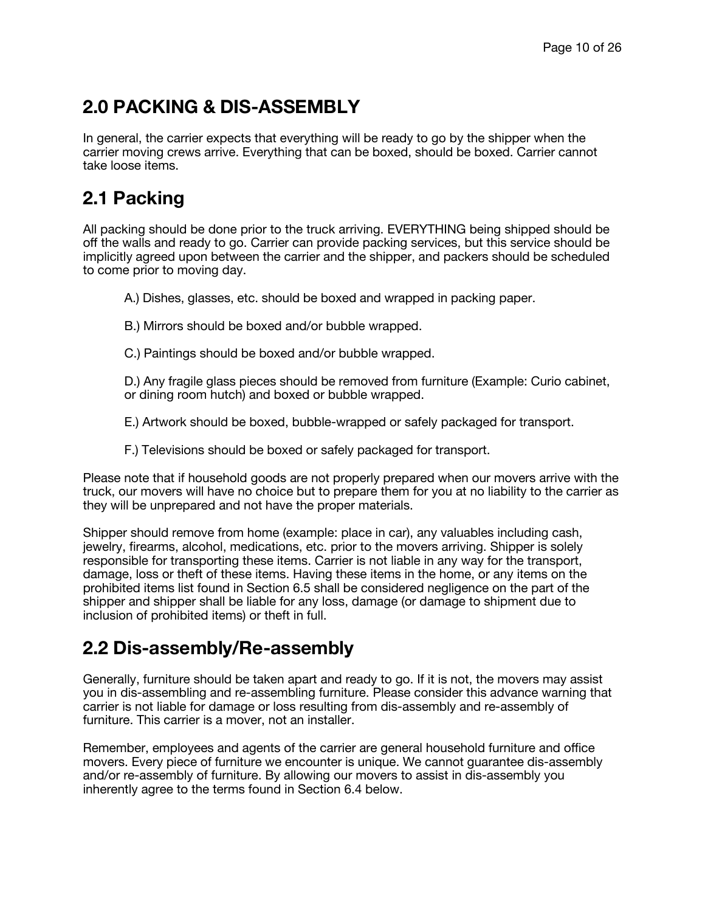# 2.0 PACKING & DIS-ASSEMBLY

In general, the carrier expects that everything will be ready to go by the shipper when the carrier moving crews arrive. Everything that can be boxed, should be boxed. Carrier cannot take loose items.

## 2.1 Packing

All packing should be done prior to the truck arriving. EVERYTHING being shipped should be off the walls and ready to go. Carrier can provide packing services, but this service should be implicitly agreed upon between the carrier and the shipper, and packers should be scheduled to come prior to moving day.

A.) Dishes, glasses, etc. should be boxed and wrapped in packing paper.

B.) Mirrors should be boxed and/or bubble wrapped.

C.) Paintings should be boxed and/or bubble wrapped.

D.) Any fragile glass pieces should be removed from furniture (Example: Curio cabinet, or dining room hutch) and boxed or bubble wrapped.

E.) Artwork should be boxed, bubble-wrapped or safely packaged for transport.

F.) Televisions should be boxed or safely packaged for transport.

Please note that if household goods are not properly prepared when our movers arrive with the truck, our movers will have no choice but to prepare them for you at no liability to the carrier as they will be unprepared and not have the proper materials.

Shipper should remove from home (example: place in car), any valuables including cash, jewelry, firearms, alcohol, medications, etc. prior to the movers arriving. Shipper is solely responsible for transporting these items. Carrier is not liable in any way for the transport, damage, loss or theft of these items. Having these items in the home, or any items on the prohibited items list found in Section 6.5 shall be considered negligence on the part of the shipper and shipper shall be liable for any loss, damage (or damage to shipment due to inclusion of prohibited items) or theft in full.

## 2.2 Dis-assembly/Re-assembly

Generally, furniture should be taken apart and ready to go. If it is not, the movers may assist you in dis-assembling and re-assembling furniture. Please consider this advance warning that carrier is not liable for damage or loss resulting from dis-assembly and re-assembly of furniture. This carrier is a mover, not an installer.

Remember, employees and agents of the carrier are general household furniture and office movers. Every piece of furniture we encounter is unique. We cannot guarantee dis-assembly and/or re-assembly of furniture. By allowing our movers to assist in dis-assembly you inherently agree to the terms found in Section 6.4 below.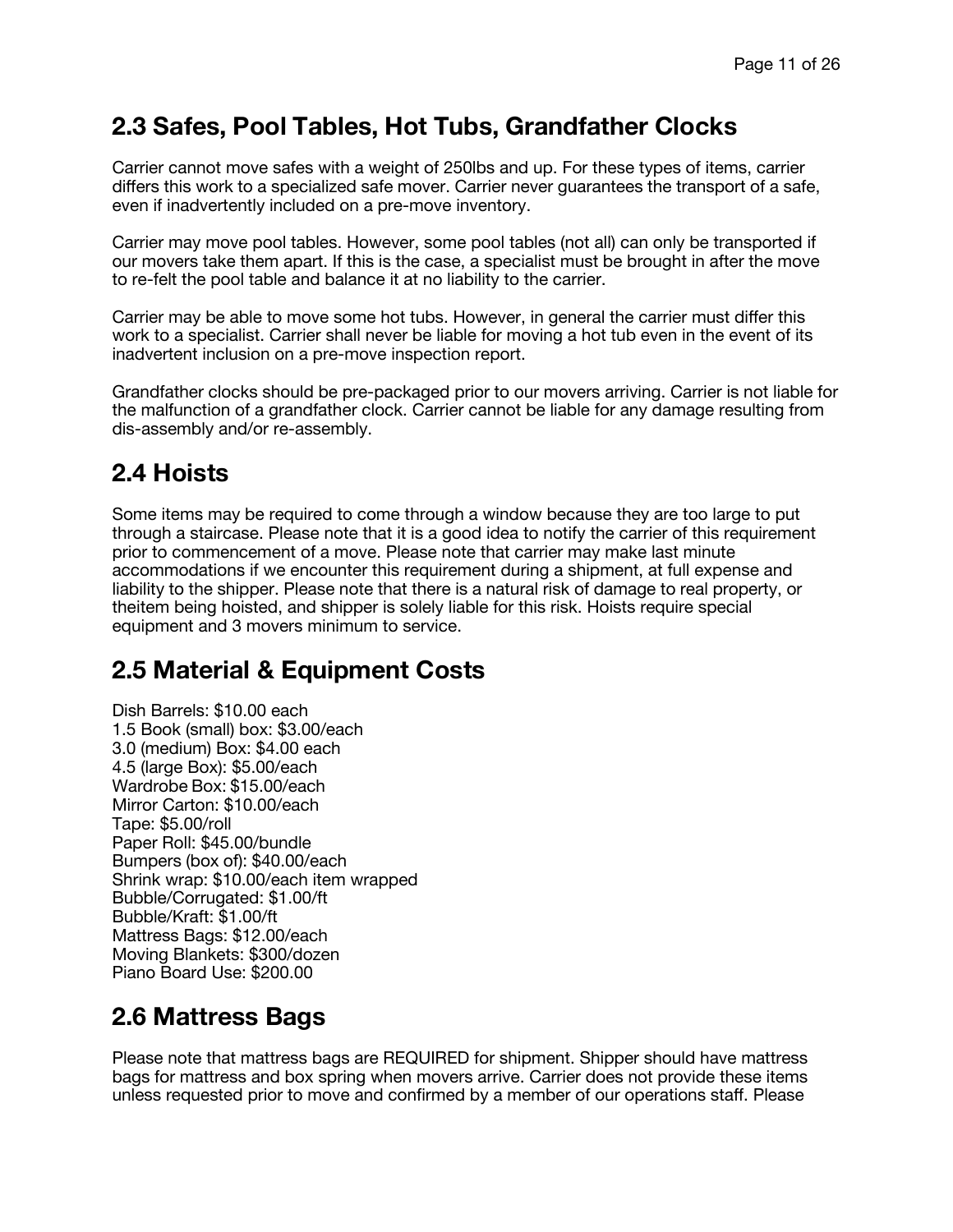## 2.3 Safes, Pool Tables, Hot Tubs, Grandfather Clocks

Carrier cannot move safes with a weight of 250lbs and up. For these types of items, carrier differs this work to a specialized safe mover. Carrier never guarantees the transport of a safe, even if inadvertently included on a pre-move inventory.

Carrier may move pool tables. However, some pool tables (not all) can only be transported if our movers take them apart. If this is the case, a specialist must be brought in after the move to re-felt the pool table and balance it at no liability to the carrier.

Carrier may be able to move some hot tubs. However, in general the carrier must differ this work to a specialist. Carrier shall never be liable for moving a hot tub even in the event of its inadvertent inclusion on a pre-move inspection report.

Grandfather clocks should be pre-packaged prior to our movers arriving. Carrier is not liable for the malfunction of a grandfather clock. Carrier cannot be liable for any damage resulting from dis-assembly and/or re-assembly.

## 2.4 Hoists

Some items may be required to come through a window because they are too large to put through a staircase. Please note that it is a good idea to notify the carrier of this requirement prior to commencement of a move. Please note that carrier may make last minute accommodations if we encounter this requirement during a shipment, at full expense and liability to the shipper. Please note that there is a natural risk of damage to real property, or theitem being hoisted, and shipper is solely liable for this risk. Hoists require special equipment and 3 movers minimum to service.

## 2.5 Material & Equipment Costs

Dish Barrels: $10.00 each
1.5 Book (small) box: $3.00/each
3.0 (medium) Box: $4.00 each
4.5 (large Box): $5.00/each
Wardrobe Box: $15.00/each
Mirror Carton: $10.00/each
Tape: $5.00/roll
Paper Roll: $45.00/bundle
Bumpers (box of): $40.00/each
Shrink wrap: $10.00/each item wrapped
Bubble/Corrugated: $1.00/ft
Bubble/Kraft: $1.00/ft
Mattress Bags: $12.00/each
Moving Blankets: $300/dozen
Piano Board Use: $200.00

## 2.6 Mattress Bags

Please note that mattress bags are REQUIRED for shipment. Shipper should have mattress bags for mattress and box spring when movers arrive. Carrier does not provide these items unless requested prior to move and confirmed by a member of our operations staff. Please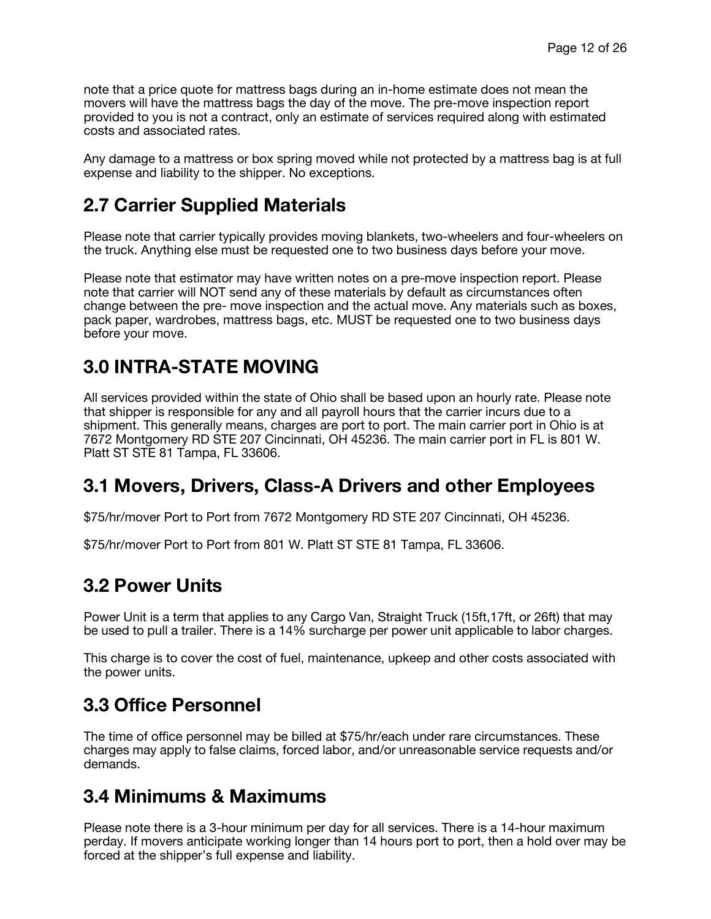note that a price quote for mattress bags during an in-home estimate does not mean the movers will have the mattress bags the day of the move. The pre-move inspection report provided to you is not a contract, only an estimate of services required along with estimated costs and associated rates.

Any damage to a mattress or box spring moved while not protected by a mattress bag is at full expense and liability to the shipper. No exceptions.

## 2.7 Carrier Supplied Materials

Please note that carrier typically provides moving blankets, two-wheelers and four-wheelers on the truck. Anything else must be requested one to two business days before your move.

Please note that estimator may have written notes on a pre-move inspection report. Please note that carrier will NOT send any of these materials by default as circumstances often change between the pre- move inspection and the actual move. Any materials such as boxes, pack paper, wardrobes, mattress bags, etc. MUST be requested one to two business days before your move.

# 3.0 INTRA-STATE MOVING

All services provided within the state of Ohio shall be based upon an hourly rate. Please note that shipper is responsible for any and all payroll hours that the carrier incurs due to a shipment. This generally means, charges are port to port. The main carrier port in Ohio is at 7672 Montgomery RD STE 207 Cincinnati, OH 45236. The main carrier port in FL is 801 W. Platt ST STE 81 Tampa, FL 33606.

## 3.1 Movers, Drivers, Class-A Drivers and other Employees

$75/hr/mover Port to Port from 7672 Montgomery RD STE 207 Cincinnati, OH 45236.

$75/hr/mover Port to Port from 801 W. Platt ST STE 81 Tampa, FL 33606.

## 3.2 Power Units

Power Unit is a term that applies to any Cargo Van, Straight Truck (15ft,17ft, or 26ft) that may be used to pull a trailer. There is a 14% surcharge per power unit applicable to labor charges.

This charge is to cover the cost of fuel, maintenance, upkeep and other costs associated with the power units.

## 3.3 Office Personnel

The time of office personnel may be billed at $75/hr/each under rare circumstances. These charges may apply to false claims, forced labor, and/or unreasonable service requests and/or demands.

## 3.4 Minimums & Maximums

Please note there is a 3-hour minimum per day for all services. There is a 14-hour maximum perday. If movers anticipate working longer than 14 hours port to port, then a hold over may be forced at the shipper's full expense and liability.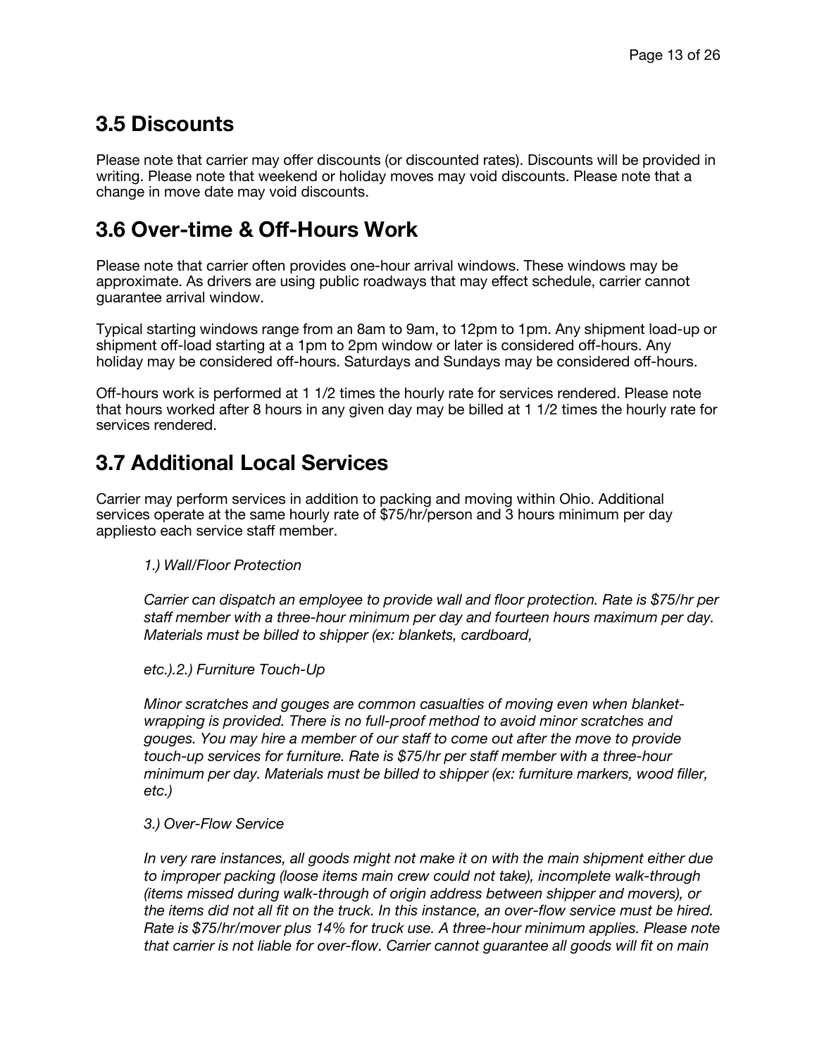## 3.5 Discounts

Please note that carrier may offer discounts (or discounted rates). Discounts will be provided in writing. Please note that weekend or holiday moves may void discounts. Please note that a change in move date may void discounts.

## 3.6 Over-time & Off-Hours Work

Please note that carrier often provides one-hour arrival windows. These windows may be approximate. As drivers are using public roadways that may effect schedule, carrier cannot guarantee arrival window.

Typical starting windows range from an 8am to 9am, to 12pm to 1pm. Any shipment load-up or shipment off-load starting at a 1pm to 2pm window or later is considered off-hours. Any holiday may be considered off-hours. Saturdays and Sundays may be considered off-hours.

Off-hours work is performed at 1 1/2 times the hourly rate for services rendered. Please note that hours worked after 8 hours in any given day may be billed at 1 1/2 times the hourly rate for services rendered.

## 3.7 Additional Local Services

Carrier may perform services in addition to packing and moving within Ohio. Additional services operate at the same hourly rate of $75/hr/person and 3 hours minimum per day appliesto each service staff member.

*1.) Wall/Floor Protection*

*Carrier can dispatch an employee to provide wall and floor protection. Rate is $75/hr per staff member with a three-hour minimum per day and fourteen hours maximum per day. Materials must be billed to shipper (ex: blankets, cardboard,*

*etc.).2.) Furniture Touch-Up*

*Minor scratches and gouges are common casualties of moving even when blanket-wrapping is provided. There is no full-proof method to avoid minor scratches and gouges. You may hire a member of our staff to come out after the move to provide touch-up services for furniture. Rate is $75/hr per staff member with a three-hour minimum per day. Materials must be billed to shipper (ex: furniture markers, wood filler, etc.)*

*3.) Over-Flow Service*

*In very rare instances, all goods might not make it on with the main shipment either due to improper packing (loose items main crew could not take), incomplete walk-through (items missed during walk-through of origin address between shipper and movers), or the items did not all fit on the truck. In this instance, an over-flow service must be hired. Rate is $75/hr/mover plus 14% for truck use. A three-hour minimum applies. Please note that carrier is not liable for over-flow. Carrier cannot guarantee all goods will fit on main*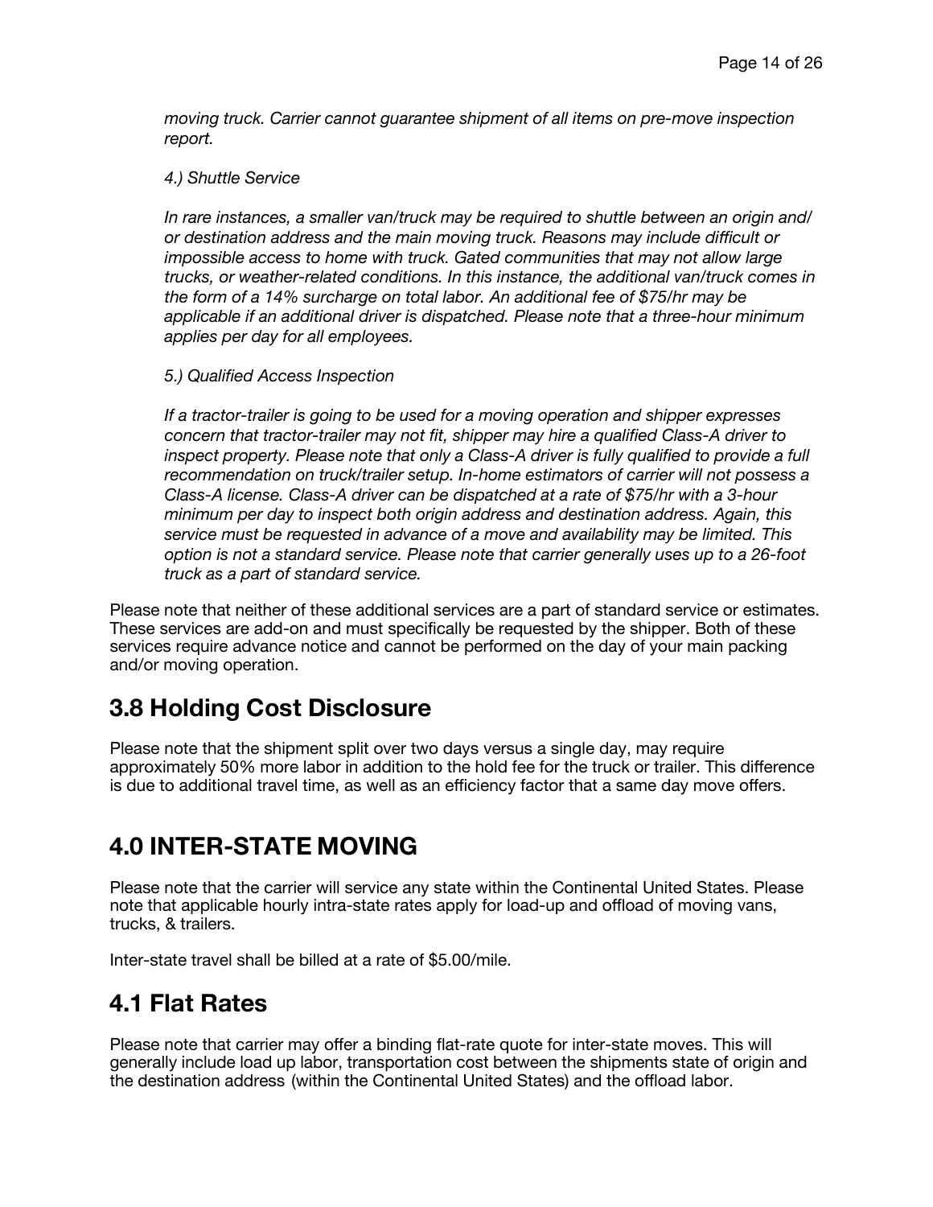*moving truck. Carrier cannot guarantee shipment of all items on pre-move inspection report.*

*4.) Shuttle Service*

*In rare instances, a smaller van/truck may be required to shuttle between an origin and/or destination address and the main moving truck. Reasons may include difficult or impossible access to home with truck. Gated communities that may not allow large trucks, or weather-related conditions. In this instance, the additional van/truck comes in the form of a 14% surcharge on total labor. An additional fee of $75/hr may be applicable if an additional driver is dispatched. Please note that a three-hour minimum applies per day for all employees.*

*5.) Qualified Access Inspection*

*If a tractor-trailer is going to be used for a moving operation and shipper expresses concern that tractor-trailer may not fit, shipper may hire a qualified Class-A driver to inspect property. Please note that only a Class-A driver is fully qualified to provide a full recommendation on truck/trailer setup. In-home estimators of carrier will not possess a Class-A license. Class-A driver can be dispatched at a rate of $75/hr with a 3-hour minimum per day to inspect both origin address and destination address. Again, this service must be requested in advance of a move and availability may be limited. This option is not a standard service. Please note that carrier generally uses up to a 26-foot truck as a part of standard service.*

Please note that neither of these additional services are a part of standard service or estimates. These services are add-on and must specifically be requested by the shipper. Both of these services require advance notice and cannot be performed on the day of your main packing and/or moving operation.

## 3.8 Holding Cost Disclosure

Please note that the shipment split over two days versus a single day, may require approximately 50% more labor in addition to the hold fee for the truck or trailer. This difference is due to additional travel time, as well as an efficiency factor that a same day move offers.

# 4.0 INTER-STATE MOVING

Please note that the carrier will service any state within the Continental United States. Please note that applicable hourly intra-state rates apply for load-up and offload of moving vans, trucks, & trailers.

Inter-state travel shall be billed at a rate of $5.00/mile.

## 4.1 Flat Rates

Please note that carrier may offer a binding flat-rate quote for inter-state moves. This will generally include load up labor, transportation cost between the shipments state of origin and the destination address (within the Continental United States) and the offload labor.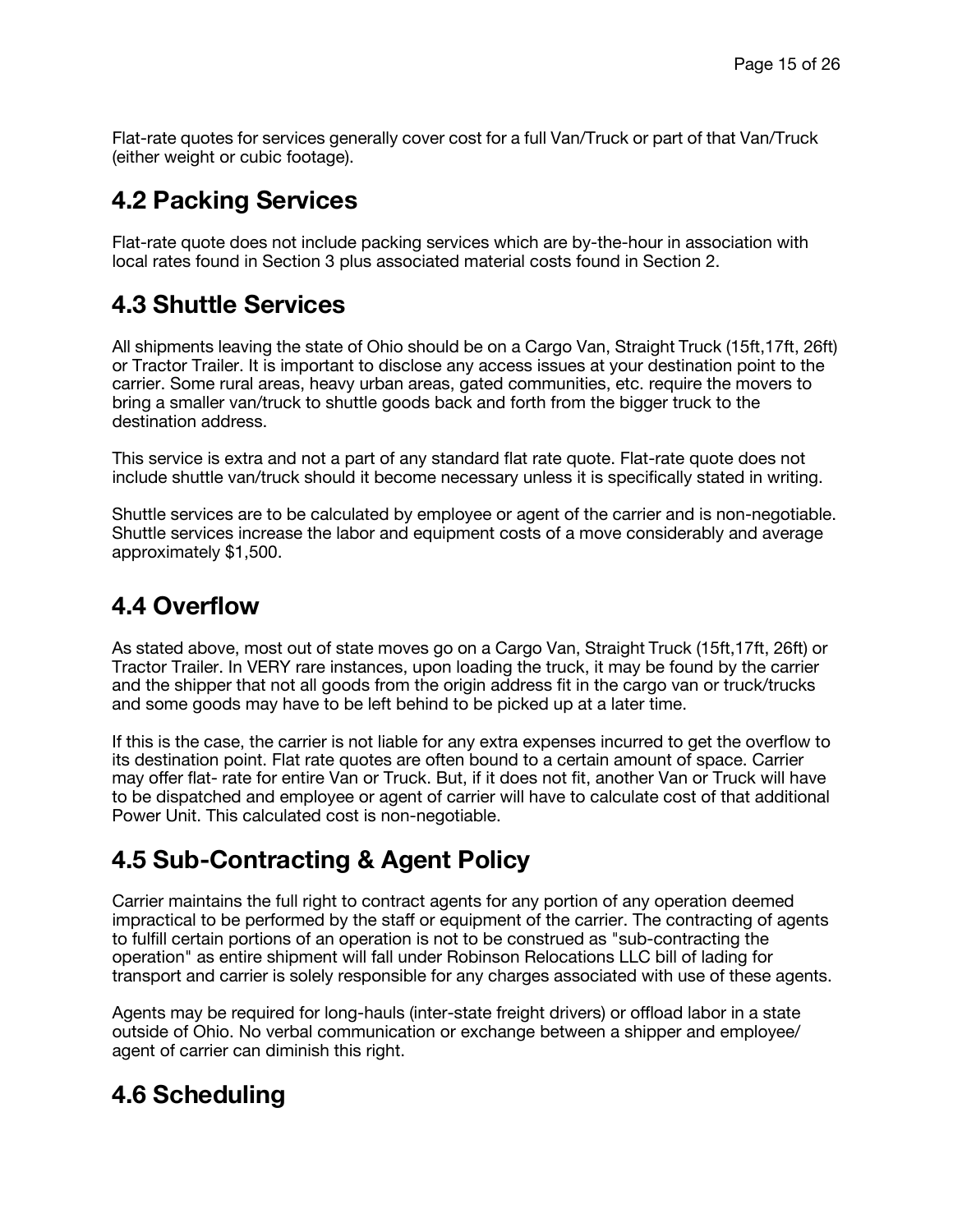Flat-rate quotes for services generally cover cost for a full Van/Truck or part of that Van/Truck (either weight or cubic footage).

## 4.2 Packing Services

Flat-rate quote does not include packing services which are by-the-hour in association with local rates found in Section 3 plus associated material costs found in Section 2.

## 4.3 Shuttle Services

All shipments leaving the state of Ohio should be on a Cargo Van, Straight Truck (15ft,17ft, 26ft) or Tractor Trailer. It is important to disclose any access issues at your destination point to the carrier. Some rural areas, heavy urban areas, gated communities, etc. require the movers to bring a smaller van/truck to shuttle goods back and forth from the bigger truck to the destination address.

This service is extra and not a part of any standard flat rate quote. Flat-rate quote does not include shuttle van/truck should it become necessary unless it is specifically stated in writing.

Shuttle services are to be calculated by employee or agent of the carrier and is non-negotiable. Shuttle services increase the labor and equipment costs of a move considerably and average approximately $1,500.

## 4.4 Overflow

As stated above, most out of state moves go on a Cargo Van, Straight Truck (15ft,17ft, 26ft) or Tractor Trailer. In VERY rare instances, upon loading the truck, it may be found by the carrier and the shipper that not all goods from the origin address fit in the cargo van or truck/trucks and some goods may have to be left behind to be picked up at a later time.

If this is the case, the carrier is not liable for any extra expenses incurred to get the overflow to its destination point. Flat rate quotes are often bound to a certain amount of space. Carrier may offer flat- rate for entire Van or Truck. But, if it does not fit, another Van or Truck will have to be dispatched and employee or agent of carrier will have to calculate cost of that additional Power Unit. This calculated cost is non-negotiable.

## 4.5 Sub-Contracting & Agent Policy

Carrier maintains the full right to contract agents for any portion of any operation deemed impractical to be performed by the staff or equipment of the carrier. The contracting of agents to fulfill certain portions of an operation is not to be construed as "sub-contracting the operation" as entire shipment will fall under Robinson Relocations LLC bill of lading for transport and carrier is solely responsible for any charges associated with use of these agents.

Agents may be required for long-hauls (inter-state freight drivers) or offload labor in a state outside of Ohio. No verbal communication or exchange between a shipper and employee/ agent of carrier can diminish this right.

## 4.6 Scheduling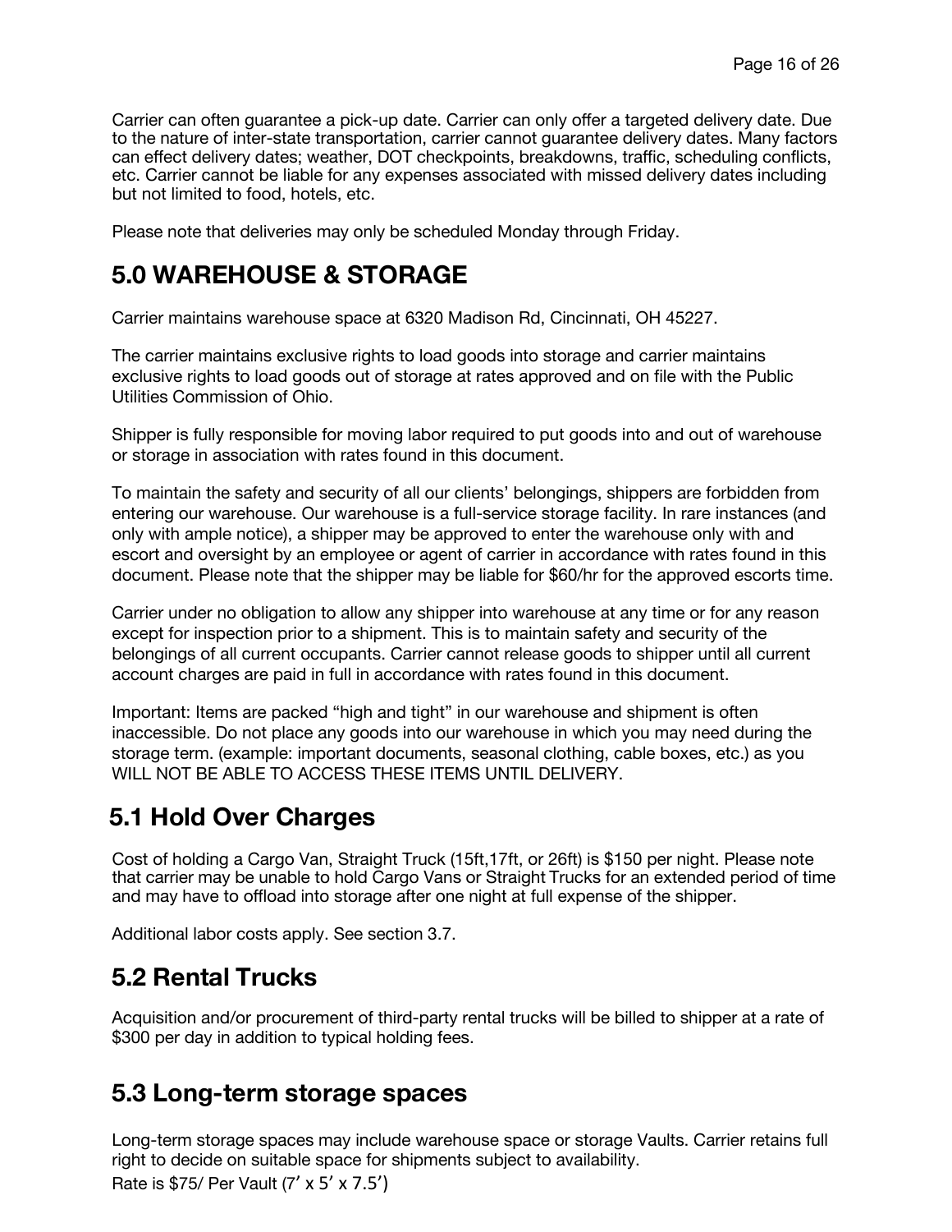Carrier can often guarantee a pick-up date. Carrier can only offer a targeted delivery date. Due to the nature of inter-state transportation, carrier cannot guarantee delivery dates. Many factors can effect delivery dates; weather, DOT checkpoints, breakdowns, traffic, scheduling conflicts, etc. Carrier cannot be liable for any expenses associated with missed delivery dates including but not limited to food, hotels, etc.

Please note that deliveries may only be scheduled Monday through Friday.

# 5.0 WAREHOUSE & STORAGE

Carrier maintains warehouse space at 6320 Madison Rd, Cincinnati, OH 45227.

The carrier maintains exclusive rights to load goods into storage and carrier maintains exclusive rights to load goods out of storage at rates approved and on file with the Public Utilities Commission of Ohio.

Shipper is fully responsible for moving labor required to put goods into and out of warehouse or storage in association with rates found in this document.

To maintain the safety and security of all our clients' belongings, shippers are forbidden from entering our warehouse. Our warehouse is a full-service storage facility. In rare instances (and only with ample notice), a shipper may be approved to enter the warehouse only with and escort and oversight by an employee or agent of carrier in accordance with rates found in this document. Please note that the shipper may be liable for $60/hr for the approved escorts time.

Carrier under no obligation to allow any shipper into warehouse at any time or for any reason except for inspection prior to a shipment. This is to maintain safety and security of the belongings of all current occupants. Carrier cannot release goods to shipper until all current account charges are paid in full in accordance with rates found in this document.

Important: Items are packed "high and tight" in our warehouse and shipment is often inaccessible. Do not place any goods into our warehouse in which you may need during the storage term. (example: important documents, seasonal clothing, cable boxes, etc.) as you WILL NOT BE ABLE TO ACCESS THESE ITEMS UNTIL DELIVERY.

## 5.1 Hold Over Charges

Cost of holding a Cargo Van, Straight Truck (15ft,17ft, or 26ft) is $150 per night. Please note that carrier may be unable to hold Cargo Vans or Straight Trucks for an extended period of time and may have to offload into storage after one night at full expense of the shipper.

Additional labor costs apply. See section 3.7.

## 5.2 Rental Trucks

Acquisition and/or procurement of third-party rental trucks will be billed to shipper at a rate of $300 per day in addition to typical holding fees.

## 5.3 Long-term storage spaces

Long-term storage spaces may include warehouse space or storage Vaults. Carrier retains full right to decide on suitable space for shipments subject to availability.
Rate is $75/ Per Vault (7' x 5' x 7.5')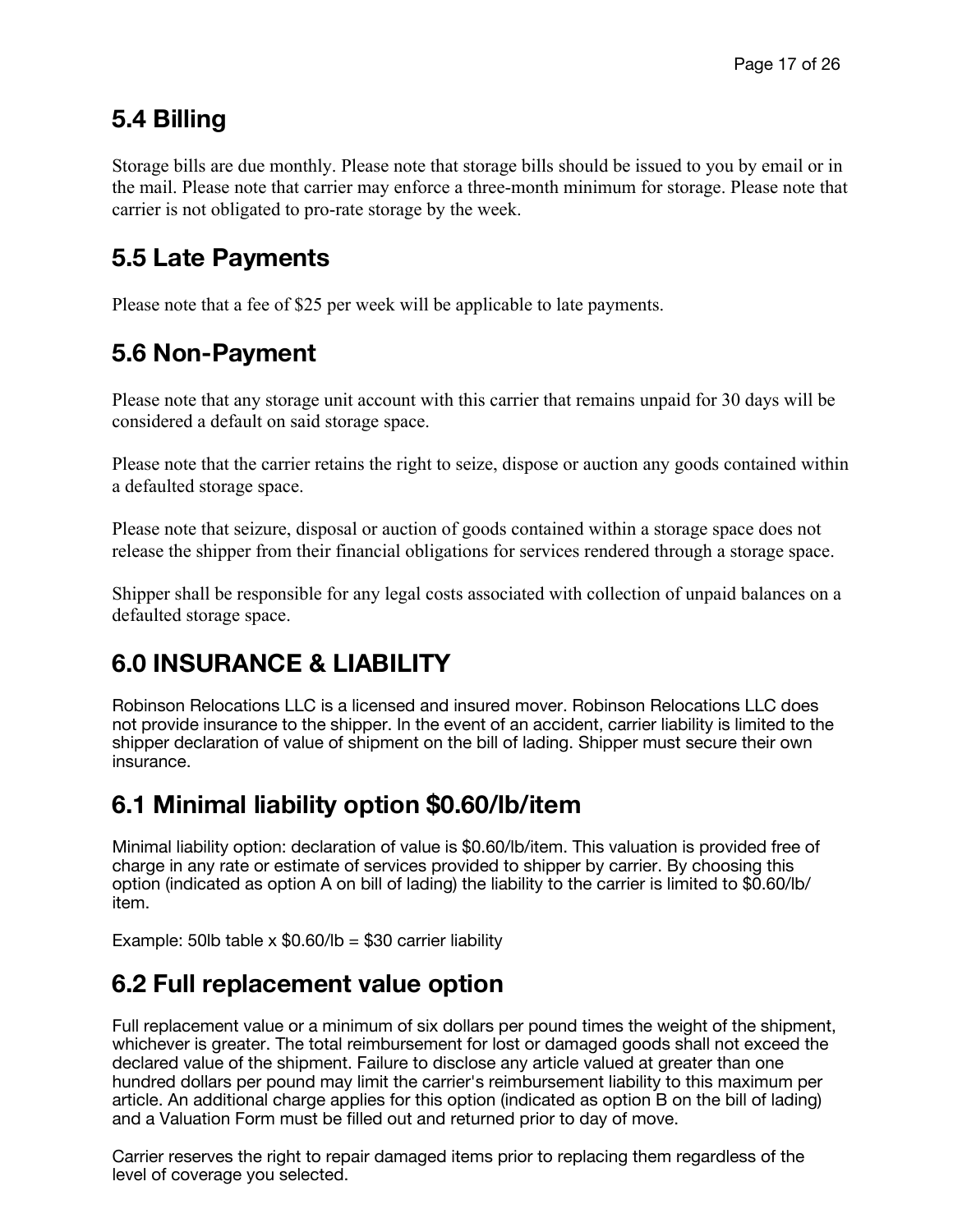## 5.4 Billing

Storage bills are due monthly. Please note that storage bills should be issued to you by email or in the mail. Please note that carrier may enforce a three-month minimum for storage. Please note that carrier is not obligated to pro-rate storage by the week.

## 5.5 Late Payments

Please note that a fee of $25 per week will be applicable to late payments.

## 5.6 Non-Payment

Please note that any storage unit account with this carrier that remains unpaid for 30 days will be considered a default on said storage space.

Please note that the carrier retains the right to seize, dispose or auction any goods contained within a defaulted storage space.

Please note that seizure, disposal or auction of goods contained within a storage space does not release the shipper from their financial obligations for services rendered through a storage space.

Shipper shall be responsible for any legal costs associated with collection of unpaid balances on a defaulted storage space.

# 6.0 INSURANCE & LIABILITY

Robinson Relocations LLC is a licensed and insured mover. Robinson Relocations LLC does not provide insurance to the shipper. In the event of an accident, carrier liability is limited to the shipper declaration of value of shipment on the bill of lading. Shipper must secure their own insurance.

## 6.1 Minimal liability option $0.60/lb/item

Minimal liability option: declaration of value is $0.60/lb/item. This valuation is provided free of charge in any rate or estimate of services provided to shipper by carrier. By choosing this option (indicated as option A on bill of lading) the liability to the carrier is limited to $0.60/lb/item.

Example: 50lb table x $0.60/lb = $30 carrier liability

## 6.2 Full replacement value option

Full replacement value or a minimum of six dollars per pound times the weight of the shipment, whichever is greater. The total reimbursement for lost or damaged goods shall not exceed the declared value of the shipment. Failure to disclose any article valued at greater than one hundred dollars per pound may limit the carrier's reimbursement liability to this maximum per article. An additional charge applies for this option (indicated as option B on the bill of lading) and a Valuation Form must be filled out and returned prior to day of move.

Carrier reserves the right to repair damaged items prior to replacing them regardless of the level of coverage you selected.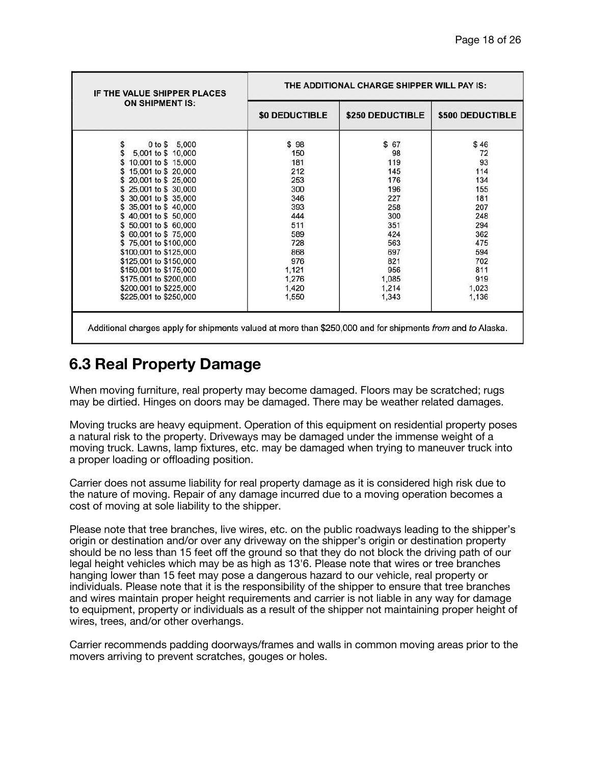| IF THE VALUE SHIPPER PLACES ON SHIPMENT IS: | THE ADDITIONAL CHARGE SHIPPER WILL PAY IS: | | |
|---|---|---|---|
| | $0 DEDUCTIBLE | $250 DEDUCTIBLE | $500 DEDUCTIBLE |
| $ 0 to $ 5,000 | $ 98 | $ 67 | $ 46 |
| $ 5,001 to $ 10,000 | 150 | 98 | 72 |
| $ 10,001 to $ 15,000 | 181 | 119 | 93 |
| $ 15,001 to $ 20,000 | 212 | 145 | 114 |
| $ 20,001 to $ 25,000 | 253 | 176 | 134 |
| $ 25,001 to $ 30,000 | 300 | 196 | 155 |
| $ 30,001 to $ 35,000 | 346 | 227 | 181 |
| $ 35,001 to $ 40,000 | 393 | 258 | 207 |
| $ 40,001 to $ 50,000 | 444 | 300 | 248 |
| $ 50,001 to $ 60,000 | 511 | 351 | 294 |
| $ 60,001 to $ 75,000 | 589 | 424 | 362 |
| $ 75,001 to $100,000 | 728 | 563 | 475 |
| $100,001 to $125,000 | 868 | 697 | 594 |
| $125,001 to $150,000 | 976 | 821 | 702 |
| $150,001 to $175,000 | 1,121 | 956 | 811 |
| $175,001 to $200,000 | 1,276 | 1,085 | 919 |
| $200,001 to $225,000 | 1,420 | 1,214 | 1,023 |
| $225,001 to $250,000 | 1,550 | 1,343 | 1,136 |

Additional charges apply for shipments valued at more than $250,000 and for shipments *from* and *to* Alaska.

## 6.3 Real Property Damage

When moving furniture, real property may become damaged. Floors may be scratched; rugs may be dirtied. Hinges on doors may be damaged. There may be weather related damages.

Moving trucks are heavy equipment. Operation of this equipment on residential property poses a natural risk to the property. Driveways may be damaged under the immense weight of a moving truck. Lawns, lamp fixtures, etc. may be damaged when trying to maneuver truck into a proper loading or offloading position.

Carrier does not assume liability for real property damage as it is considered high risk due to the nature of moving. Repair of any damage incurred due to a moving operation becomes a cost of moving at sole liability to the shipper.

Please note that tree branches, live wires, etc. on the public roadways leading to the shipper's origin or destination and/or over any driveway on the shipper's origin or destination property should be no less than 15 feet off the ground so that they do not block the driving path of our legal height vehicles which may be as high as 13'6. Please note that wires or tree branches hanging lower than 15 feet may pose a dangerous hazard to our vehicle, real property or individuals. Please note that it is the responsibility of the shipper to ensure that tree branches and wires maintain proper height requirements and carrier is not liable in any way for damage to equipment, property or individuals as a result of the shipper not maintaining proper height of wires, trees, and/or other overhangs.

Carrier recommends padding doorways/frames and walls in common moving areas prior to the movers arriving to prevent scratches, gouges or holes.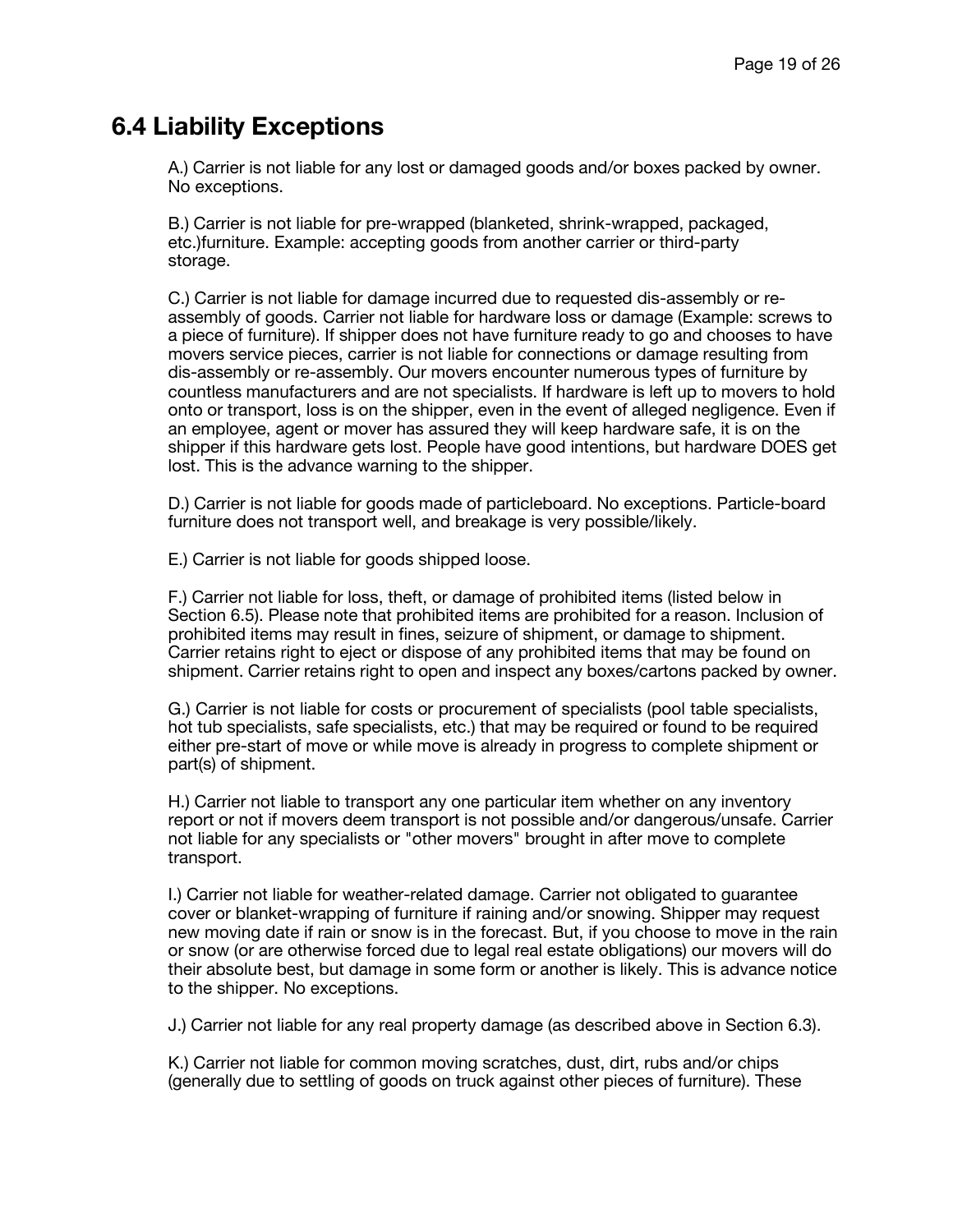## 6.4 Liability Exceptions

A.) Carrier is not liable for any lost or damaged goods and/or boxes packed by owner. No exceptions.

B.) Carrier is not liable for pre-wrapped (blanketed, shrink-wrapped, packaged, etc.)furniture. Example: accepting goods from another carrier or third-party storage.

C.) Carrier is not liable for damage incurred due to requested dis-assembly or re-assembly of goods. Carrier not liable for hardware loss or damage (Example: screws to a piece of furniture). If shipper does not have furniture ready to go and chooses to have movers service pieces, carrier is not liable for connections or damage resulting from dis-assembly or re-assembly. Our movers encounter numerous types of furniture by countless manufacturers and are not specialists. If hardware is left up to movers to hold onto or transport, loss is on the shipper, even in the event of alleged negligence. Even if an employee, agent or mover has assured they will keep hardware safe, it is on the shipper if this hardware gets lost. People have good intentions, but hardware DOES get lost. This is the advance warning to the shipper.

D.) Carrier is not liable for goods made of particleboard. No exceptions. Particle-board furniture does not transport well, and breakage is very possible/likely.

E.) Carrier is not liable for goods shipped loose.

F.) Carrier not liable for loss, theft, or damage of prohibited items (listed below in Section 6.5). Please note that prohibited items are prohibited for a reason. Inclusion of prohibited items may result in fines, seizure of shipment, or damage to shipment. Carrier retains right to eject or dispose of any prohibited items that may be found on shipment. Carrier retains right to open and inspect any boxes/cartons packed by owner.

G.) Carrier is not liable for costs or procurement of specialists (pool table specialists, hot tub specialists, safe specialists, etc.) that may be required or found to be required either pre-start of move or while move is already in progress to complete shipment or part(s) of shipment.

H.) Carrier not liable to transport any one particular item whether on any inventory report or not if movers deem transport is not possible and/or dangerous/unsafe. Carrier not liable for any specialists or "other movers" brought in after move to complete transport.

I.) Carrier not liable for weather-related damage. Carrier not obligated to guarantee cover or blanket-wrapping of furniture if raining and/or snowing. Shipper may request new moving date if rain or snow is in the forecast. But, if you choose to move in the rain or snow (or are otherwise forced due to legal real estate obligations) our movers will do their absolute best, but damage in some form or another is likely. This is advance notice to the shipper. No exceptions.

J.) Carrier not liable for any real property damage (as described above in Section 6.3).

K.) Carrier not liable for common moving scratches, dust, dirt, rubs and/or chips (generally due to settling of goods on truck against other pieces of furniture). These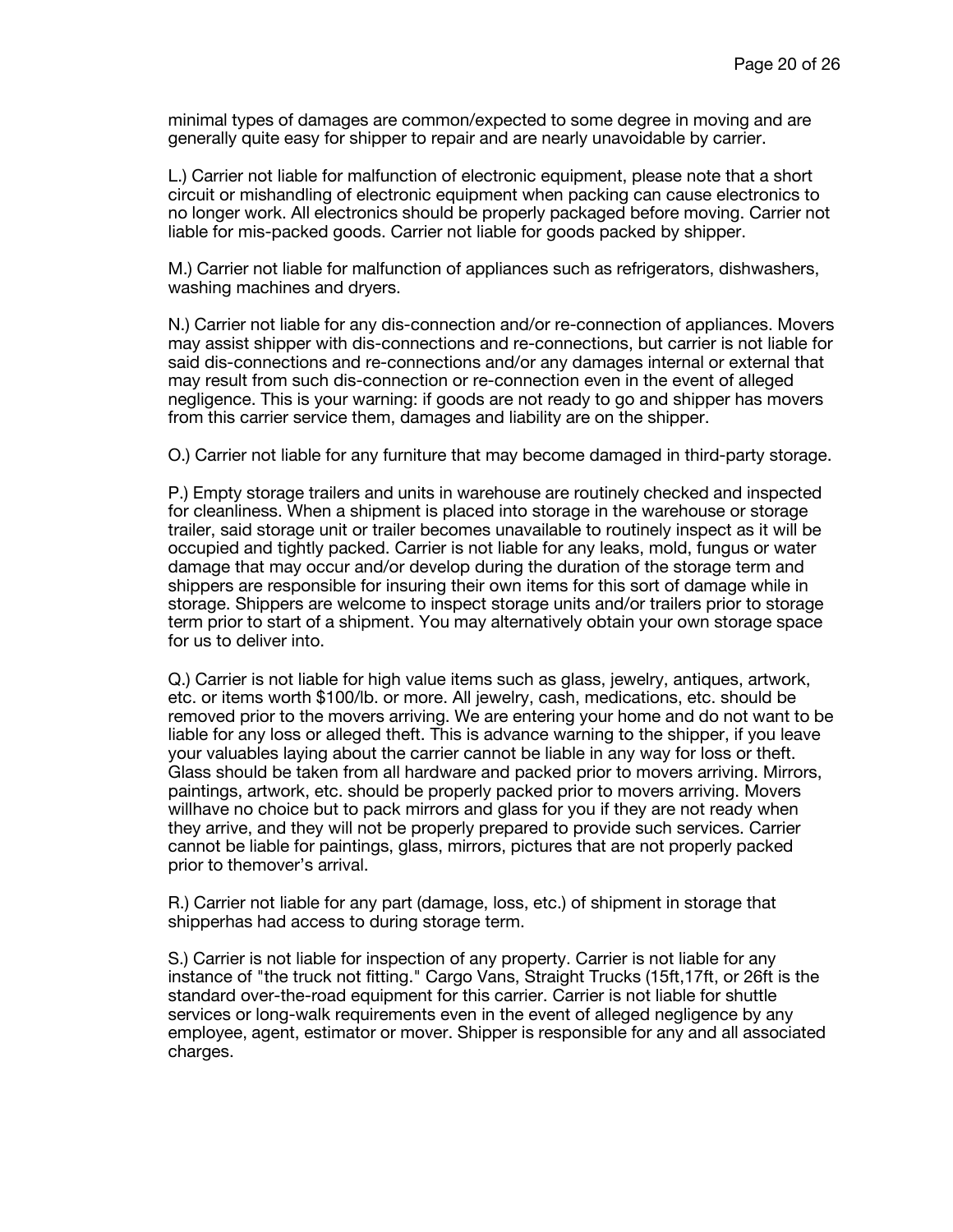minimal types of damages are common/expected to some degree in moving and are generally quite easy for shipper to repair and are nearly unavoidable by carrier.

L.) Carrier not liable for malfunction of electronic equipment, please note that a short circuit or mishandling of electronic equipment when packing can cause electronics to no longer work. All electronics should be properly packaged before moving. Carrier not liable for mis-packed goods. Carrier not liable for goods packed by shipper.

M.) Carrier not liable for malfunction of appliances such as refrigerators, dishwashers, washing machines and dryers.

N.) Carrier not liable for any dis-connection and/or re-connection of appliances. Movers may assist shipper with dis-connections and re-connections, but carrier is not liable for said dis-connections and re-connections and/or any damages internal or external that may result from such dis-connection or re-connection even in the event of alleged negligence. This is your warning: if goods are not ready to go and shipper has movers from this carrier service them, damages and liability are on the shipper.

O.) Carrier not liable for any furniture that may become damaged in third-party storage.

P.) Empty storage trailers and units in warehouse are routinely checked and inspected for cleanliness. When a shipment is placed into storage in the warehouse or storage trailer, said storage unit or trailer becomes unavailable to routinely inspect as it will be occupied and tightly packed. Carrier is not liable for any leaks, mold, fungus or water damage that may occur and/or develop during the duration of the storage term and shippers are responsible for insuring their own items for this sort of damage while in storage. Shippers are welcome to inspect storage units and/or trailers prior to storage term prior to start of a shipment. You may alternatively obtain your own storage space for us to deliver into.

Q.) Carrier is not liable for high value items such as glass, jewelry, antiques, artwork, etc. or items worth $100/lb. or more. All jewelry, cash, medications, etc. should be removed prior to the movers arriving. We are entering your home and do not want to be liable for any loss or alleged theft. This is advance warning to the shipper, if you leave your valuables laying about the carrier cannot be liable in any way for loss or theft. Glass should be taken from all hardware and packed prior to movers arriving. Mirrors, paintings, artwork, etc. should be properly packed prior to movers arriving. Movers willhave no choice but to pack mirrors and glass for you if they are not ready when they arrive, and they will not be properly prepared to provide such services. Carrier cannot be liable for paintings, glass, mirrors, pictures that are not properly packed prior to themover's arrival.

R.) Carrier not liable for any part (damage, loss, etc.) of shipment in storage that shipperhas had access to during storage term.

S.) Carrier is not liable for inspection of any property. Carrier is not liable for any instance of "the truck not fitting." Cargo Vans, Straight Trucks (15ft,17ft, or 26ft is the standard over-the-road equipment for this carrier. Carrier is not liable for shuttle services or long-walk requirements even in the event of alleged negligence by any employee, agent, estimator or mover. Shipper is responsible for any and all associated charges.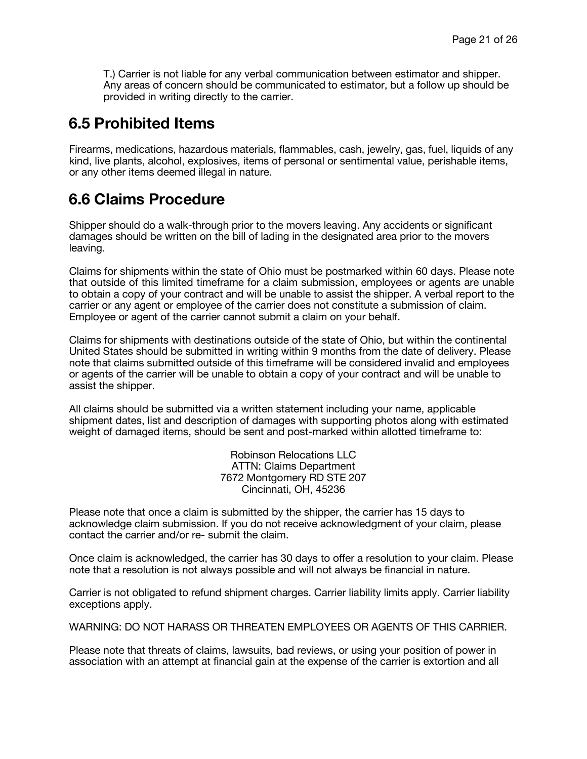T.) Carrier is not liable for any verbal communication between estimator and shipper. Any areas of concern should be communicated to estimator, but a follow up should be provided in writing directly to the carrier.

## 6.5 Prohibited Items

Firearms, medications, hazardous materials, flammables, cash, jewelry, gas, fuel, liquids of any kind, live plants, alcohol, explosives, items of personal or sentimental value, perishable items, or any other items deemed illegal in nature.

## 6.6 Claims Procedure

Shipper should do a walk-through prior to the movers leaving. Any accidents or significant damages should be written on the bill of lading in the designated area prior to the movers leaving.

Claims for shipments within the state of Ohio must be postmarked within 60 days. Please note that outside of this limited timeframe for a claim submission, employees or agents are unable to obtain a copy of your contract and will be unable to assist the shipper. A verbal report to the carrier or any agent or employee of the carrier does not constitute a submission of claim. Employee or agent of the carrier cannot submit a claim on your behalf.

Claims for shipments with destinations outside of the state of Ohio, but within the continental United States should be submitted in writing within 9 months from the date of delivery. Please note that claims submitted outside of this timeframe will be considered invalid and employees or agents of the carrier will be unable to obtain a copy of your contract and will be unable to assist the shipper.

All claims should be submitted via a written statement including your name, applicable shipment dates, list and description of damages with supporting photos along with estimated weight of damaged items, should be sent and post-marked within allotted timeframe to:

Robinson Relocations LLC
ATTN: Claims Department
7672 Montgomery RD STE 207
Cincinnati, OH, 45236

Please note that once a claim is submitted by the shipper, the carrier has 15 days to acknowledge claim submission. If you do not receive acknowledgment of your claim, please contact the carrier and/or re- submit the claim.

Once claim is acknowledged, the carrier has 30 days to offer a resolution to your claim. Please note that a resolution is not always possible and will not always be financial in nature.

Carrier is not obligated to refund shipment charges. Carrier liability limits apply. Carrier liability exceptions apply.

WARNING: DO NOT HARASS OR THREATEN EMPLOYEES OR AGENTS OF THIS CARRIER.

Please note that threats of claims, lawsuits, bad reviews, or using your position of power in association with an attempt at financial gain at the expense of the carrier is extortion and all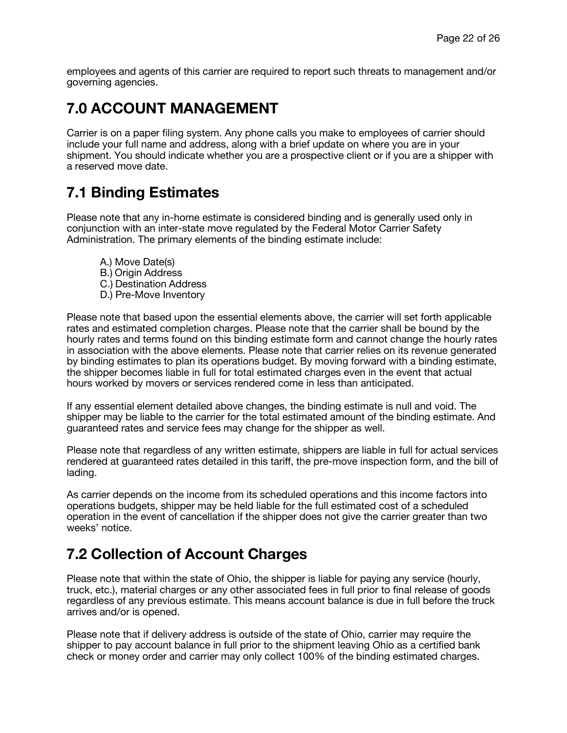employees and agents of this carrier are required to report such threats to management and/or governing agencies.

## 7.0 ACCOUNT MANAGEMENT

Carrier is on a paper filing system. Any phone calls you make to employees of carrier should include your full name and address, along with a brief update on where you are in your shipment. You should indicate whether you are a prospective client or if you are a shipper with a reserved move date.

## 7.1 Binding Estimates

Please note that any in-home estimate is considered binding and is generally used only in conjunction with an inter-state move regulated by the Federal Motor Carrier Safety Administration. The primary elements of the binding estimate include:

A.) Move Date(s)
B.) Origin Address
C.) Destination Address
D.) Pre-Move Inventory

Please note that based upon the essential elements above, the carrier will set forth applicable rates and estimated completion charges. Please note that the carrier shall be bound by the hourly rates and terms found on this binding estimate form and cannot change the hourly rates in association with the above elements. Please note that carrier relies on its revenue generated by binding estimates to plan its operations budget. By moving forward with a binding estimate, the shipper becomes liable in full for total estimated charges even in the event that actual hours worked by movers or services rendered come in less than anticipated.

If any essential element detailed above changes, the binding estimate is null and void. The shipper may be liable to the carrier for the total estimated amount of the binding estimate. And guaranteed rates and service fees may change for the shipper as well.

Please note that regardless of any written estimate, shippers are liable in full for actual services rendered at guaranteed rates detailed in this tariff, the pre-move inspection form, and the bill of lading.

As carrier depends on the income from its scheduled operations and this income factors into operations budgets, shipper may be held liable for the full estimated cost of a scheduled operation in the event of cancellation if the shipper does not give the carrier greater than two weeks' notice.

## 7.2 Collection of Account Charges

Please note that within the state of Ohio, the shipper is liable for paying any service (hourly, truck, etc.), material charges or any other associated fees in full prior to final release of goods regardless of any previous estimate. This means account balance is due in full before the truck arrives and/or is opened.

Please note that if delivery address is outside of the state of Ohio, carrier may require the shipper to pay account balance in full prior to the shipment leaving Ohio as a certified bank check or money order and carrier may only collect 100% of the binding estimated charges.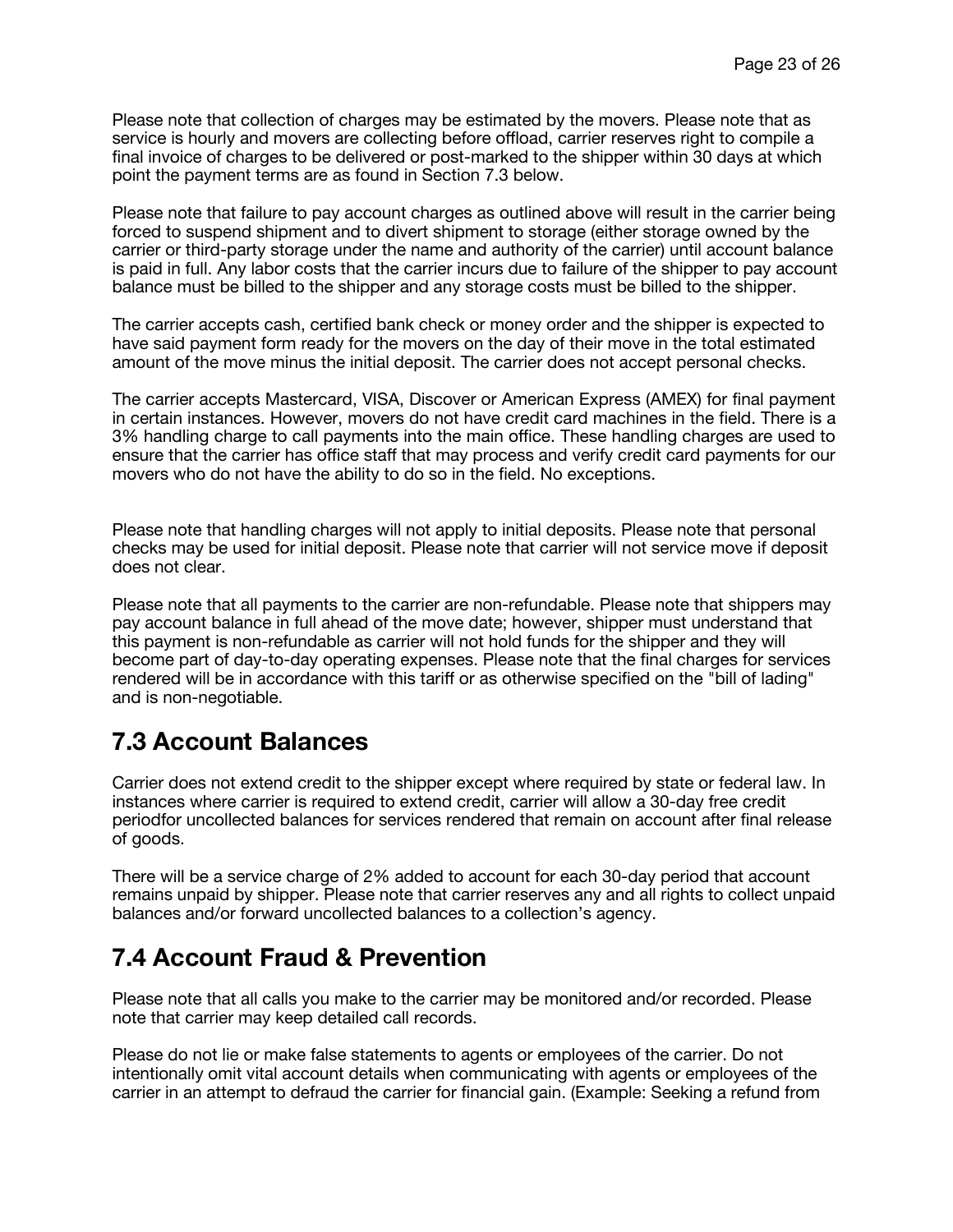Please note that collection of charges may be estimated by the movers. Please note that as service is hourly and movers are collecting before offload, carrier reserves right to compile a final invoice of charges to be delivered or post-marked to the shipper within 30 days at which point the payment terms are as found in Section 7.3 below.

Please note that failure to pay account charges as outlined above will result in the carrier being forced to suspend shipment and to divert shipment to storage (either storage owned by the carrier or third-party storage under the name and authority of the carrier) until account balance is paid in full. Any labor costs that the carrier incurs due to failure of the shipper to pay account balance must be billed to the shipper and any storage costs must be billed to the shipper.

The carrier accepts cash, certified bank check or money order and the shipper is expected to have said payment form ready for the movers on the day of their move in the total estimated amount of the move minus the initial deposit. The carrier does not accept personal checks.

The carrier accepts Mastercard, VISA, Discover or American Express (AMEX) for final payment in certain instances. However, movers do not have credit card machines in the field. There is a 3% handling charge to call payments into the main office. These handling charges are used to ensure that the carrier has office staff that may process and verify credit card payments for our movers who do not have the ability to do so in the field. No exceptions.

Please note that handling charges will not apply to initial deposits. Please note that personal checks may be used for initial deposit. Please note that carrier will not service move if deposit does not clear.

Please note that all payments to the carrier are non-refundable. Please note that shippers may pay account balance in full ahead of the move date; however, shipper must understand that this payment is non-refundable as carrier will not hold funds for the shipper and they will become part of day-to-day operating expenses. Please note that the final charges for services rendered will be in accordance with this tariff or as otherwise specified on the "bill of lading" and is non-negotiable.

## 7.3 Account Balances

Carrier does not extend credit to the shipper except where required by state or federal law. In instances where carrier is required to extend credit, carrier will allow a 30-day free credit periodfor uncollected balances for services rendered that remain on account after final release of goods.

There will be a service charge of 2% added to account for each 30-day period that account remains unpaid by shipper. Please note that carrier reserves any and all rights to collect unpaid balances and/or forward uncollected balances to a collection's agency.

## 7.4 Account Fraud & Prevention

Please note that all calls you make to the carrier may be monitored and/or recorded. Please note that carrier may keep detailed call records.

Please do not lie or make false statements to agents or employees of the carrier. Do not intentionally omit vital account details when communicating with agents or employees of the carrier in an attempt to defraud the carrier for financial gain. (Example: Seeking a refund from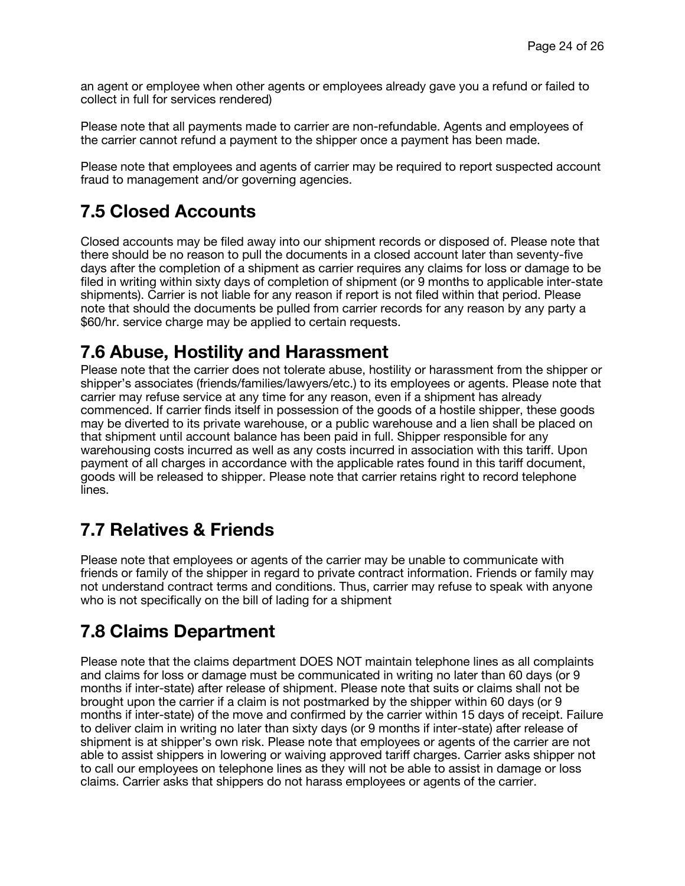an agent or employee when other agents or employees already gave you a refund or failed to collect in full for services rendered)

Please note that all payments made to carrier are non-refundable. Agents and employees of the carrier cannot refund a payment to the shipper once a payment has been made.

Please note that employees and agents of carrier may be required to report suspected account fraud to management and/or governing agencies.

## 7.5 Closed Accounts

Closed accounts may be filed away into our shipment records or disposed of. Please note that there should be no reason to pull the documents in a closed account later than seventy-five days after the completion of a shipment as carrier requires any claims for loss or damage to be filed in writing within sixty days of completion of shipment (or 9 months to applicable inter-state shipments). Carrier is not liable for any reason if report is not filed within that period. Please note that should the documents be pulled from carrier records for any reason by any party a $60/hr. service charge may be applied to certain requests.

## 7.6 Abuse, Hostility and Harassment

Please note that the carrier does not tolerate abuse, hostility or harassment from the shipper or shipper's associates (friends/families/lawyers/etc.) to its employees or agents. Please note that carrier may refuse service at any time for any reason, even if a shipment has already commenced. If carrier finds itself in possession of the goods of a hostile shipper, these goods may be diverted to its private warehouse, or a public warehouse and a lien shall be placed on that shipment until account balance has been paid in full. Shipper responsible for any warehousing costs incurred as well as any costs incurred in association with this tariff. Upon payment of all charges in accordance with the applicable rates found in this tariff document, goods will be released to shipper. Please note that carrier retains right to record telephone lines.

## 7.7 Relatives & Friends

Please note that employees or agents of the carrier may be unable to communicate with friends or family of the shipper in regard to private contract information. Friends or family may not understand contract terms and conditions. Thus, carrier may refuse to speak with anyone who is not specifically on the bill of lading for a shipment

## 7.8 Claims Department

Please note that the claims department DOES NOT maintain telephone lines as all complaints and claims for loss or damage must be communicated in writing no later than 60 days (or 9 months if inter-state) after release of shipment. Please note that suits or claims shall not be brought upon the carrier if a claim is not postmarked by the shipper within 60 days (or 9 months if inter-state) of the move and confirmed by the carrier within 15 days of receipt. Failure to deliver claim in writing no later than sixty days (or 9 months if inter-state) after release of shipment is at shipper's own risk. Please note that employees or agents of the carrier are not able to assist shippers in lowering or waiving approved tariff charges. Carrier asks shipper not to call our employees on telephone lines as they will not be able to assist in damage or loss claims. Carrier asks that shippers do not harass employees or agents of the carrier.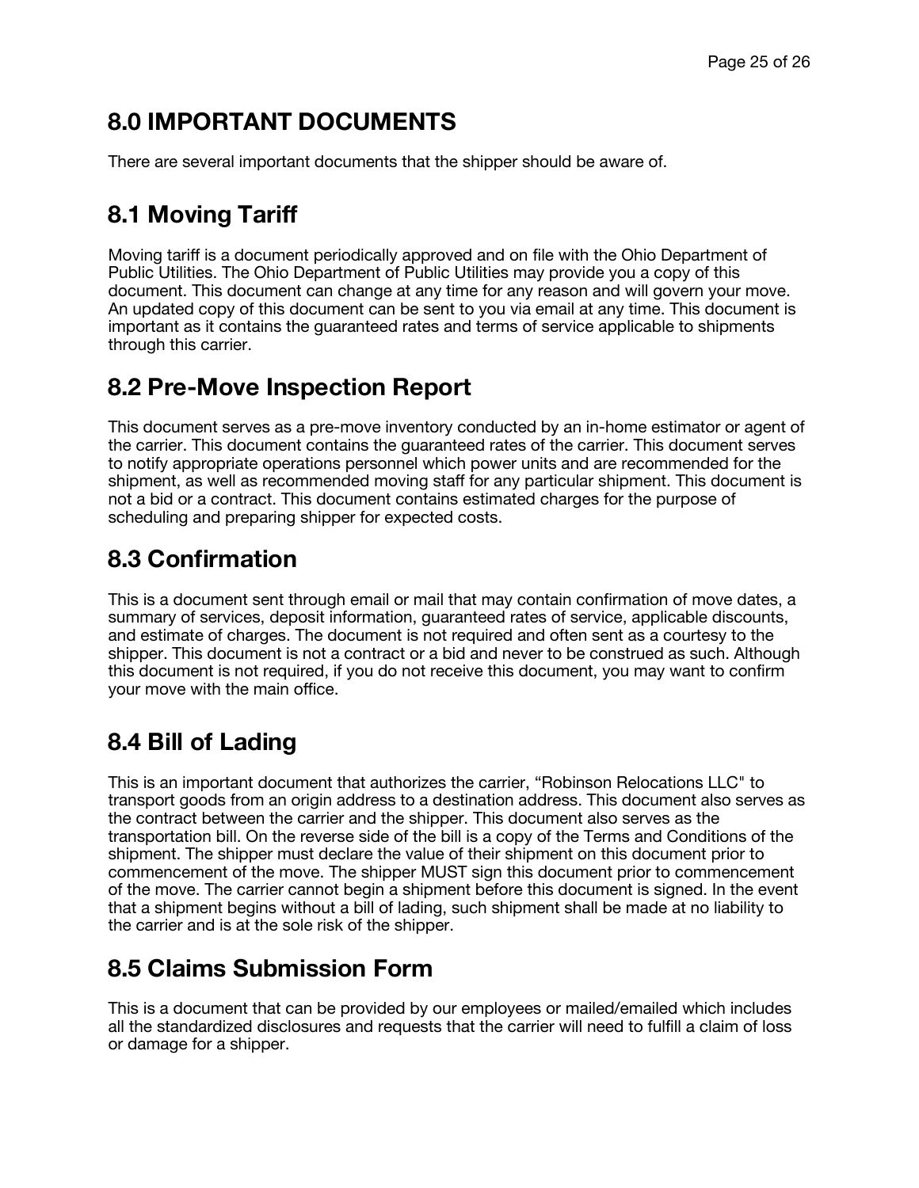# 8.0 IMPORTANT DOCUMENTS

There are several important documents that the shipper should be aware of.

## 8.1 Moving Tariff

Moving tariff is a document periodically approved and on file with the Ohio Department of Public Utilities. The Ohio Department of Public Utilities may provide you a copy of this document. This document can change at any time for any reason and will govern your move. An updated copy of this document can be sent to you via email at any time. This document is important as it contains the guaranteed rates and terms of service applicable to shipments through this carrier.

## 8.2 Pre-Move Inspection Report

This document serves as a pre-move inventory conducted by an in-home estimator or agent of the carrier. This document contains the guaranteed rates of the carrier. This document serves to notify appropriate operations personnel which power units and are recommended for the shipment, as well as recommended moving staff for any particular shipment. This document is not a bid or a contract. This document contains estimated charges for the purpose of scheduling and preparing shipper for expected costs.

## 8.3 Confirmation

This is a document sent through email or mail that may contain confirmation of move dates, a summary of services, deposit information, guaranteed rates of service, applicable discounts, and estimate of charges. The document is not required and often sent as a courtesy to the shipper. This document is not a contract or a bid and never to be construed as such. Although this document is not required, if you do not receive this document, you may want to confirm your move with the main office.

## 8.4 Bill of Lading

This is an important document that authorizes the carrier, "Robinson Relocations LLC" to transport goods from an origin address to a destination address. This document also serves as the contract between the carrier and the shipper. This document also serves as the transportation bill. On the reverse side of the bill is a copy of the Terms and Conditions of the shipment. The shipper must declare the value of their shipment on this document prior to commencement of the move. The shipper MUST sign this document prior to commencement of the move. The carrier cannot begin a shipment before this document is signed. In the event that a shipment begins without a bill of lading, such shipment shall be made at no liability to the carrier and is at the sole risk of the shipper.

## 8.5 Claims Submission Form

This is a document that can be provided by our employees or mailed/emailed which includes all the standardized disclosures and requests that the carrier will need to fulfill a claim of loss or damage for a shipper.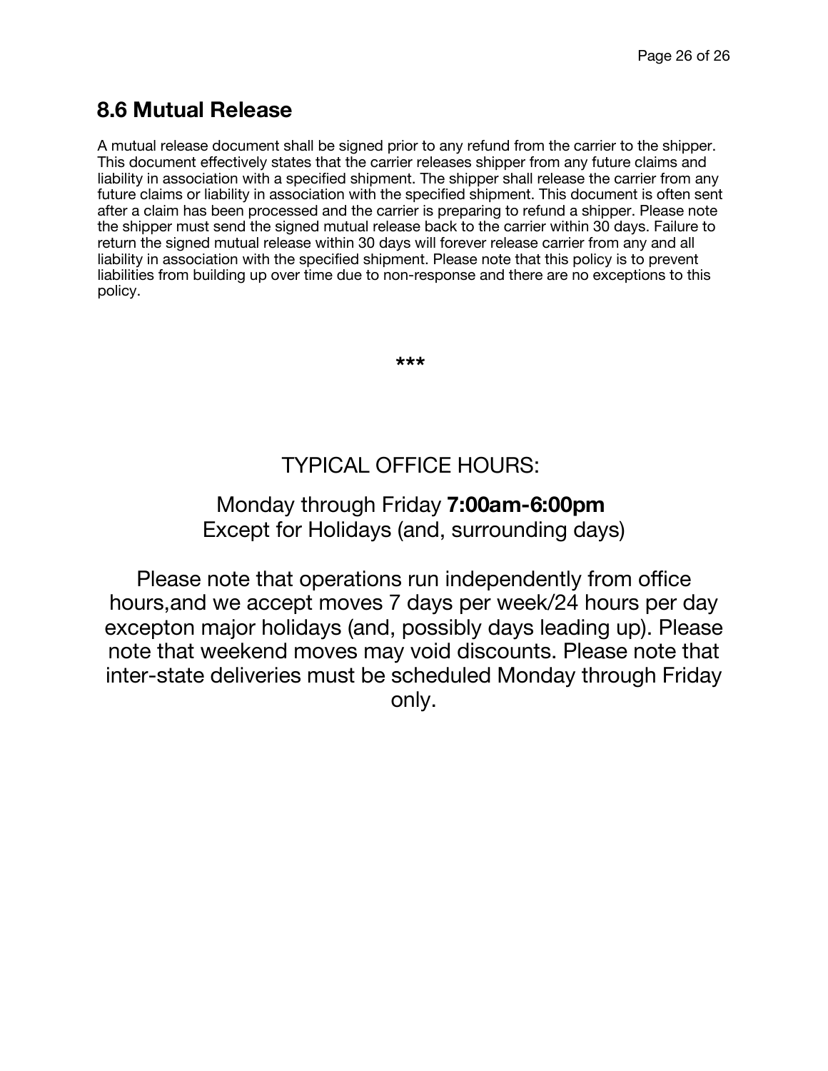## 8.6 Mutual Release

A mutual release document shall be signed prior to any refund from the carrier to the shipper. This document effectively states that the carrier releases shipper from any future claims and liability in association with a specified shipment. The shipper shall release the carrier from any future claims or liability in association with the specified shipment. This document is often sent after a claim has been processed and the carrier is preparing to refund a shipper. Please note the shipper must send the signed mutual release back to the carrier within 30 days. Failure to return the signed mutual release within 30 days will forever release carrier from any and all liability in association with the specified shipment. Please note that this policy is to prevent liabilities from building up over time due to non-response and there are no exceptions to this policy.

***

TYPICAL OFFICE HOURS:

Monday through Friday **7:00am-6:00pm**
Except for Holidays (and, surrounding days)

Please note that operations run independently from office hours,and we accept moves 7 days per week/24 hours per day excepton major holidays (and, possibly days leading up). Please note that weekend moves may void discounts. Please note that inter-state deliveries must be scheduled Monday through Friday only.